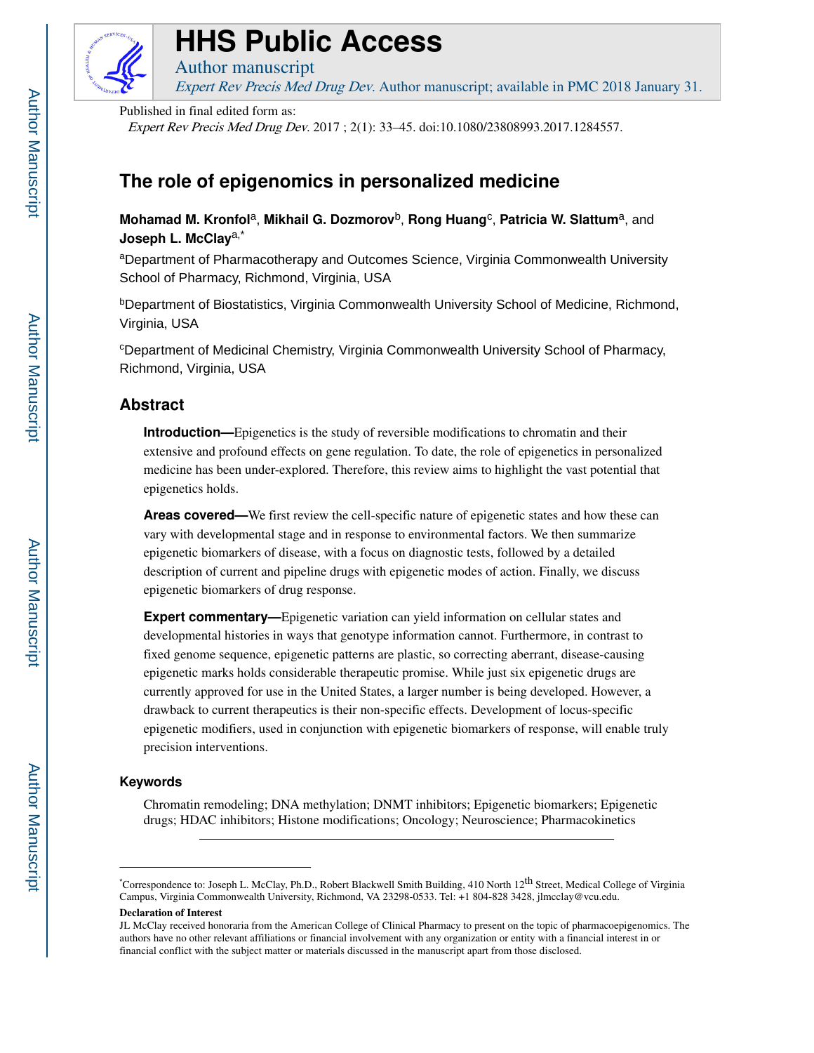# HHS Public Access

Author manuscript

*Expert Rev Precis Med Drug Dev.* Author manuscript; available in PMC 2018 January 31.

Published in final edited form as:

*Expert Rev Precis Med Drug Dev.* 2017 ; 2(1): 33–45. doi:10.1080/23808993.2017.1284557.

# The role of epigenomics in personalized medicine

**Mohamad M. Kronfol**[a], **Mikhail G. Dozmorov**[b], **Rong Huang**[c], **Patricia W. Slattum**[a], and **Joseph L. McClay**[a,*]

[a]Department of Pharmacotherapy and Outcomes Science, Virginia Commonwealth University School of Pharmacy, Richmond, Virginia, USA

[b]Department of Biostatistics, Virginia Commonwealth University School of Medicine, Richmond, Virginia, USA

[c]Department of Medicinal Chemistry, Virginia Commonwealth University School of Pharmacy, Richmond, Virginia, USA

## Abstract

**Introduction—**Epigenetics is the study of reversible modifications to chromatin and their extensive and profound effects on gene regulation. To date, the role of epigenetics in personalized medicine has been under-explored. Therefore, this review aims to highlight the vast potential that epigenetics holds.

**Areas covered—**We first review the cell-specific nature of epigenetic states and how these can vary with developmental stage and in response to environmental factors. We then summarize epigenetic biomarkers of disease, with a focus on diagnostic tests, followed by a detailed description of current and pipeline drugs with epigenetic modes of action. Finally, we discuss epigenetic biomarkers of drug response.

**Expert commentary—**Epigenetic variation can yield information on cellular states and developmental histories in ways that genotype information cannot. Furthermore, in contrast to fixed genome sequence, epigenetic patterns are plastic, so correcting aberrant, disease-causing epigenetic marks holds considerable therapeutic promise. While just six epigenetic drugs are currently approved for use in the United States, a larger number is being developed. However, a drawback to current therapeutics is their non-specific effects. Development of locus-specific epigenetic modifiers, used in conjunction with epigenetic biomarkers of response, will enable truly precision interventions.

### Keywords

Chromatin remodeling; DNA methylation; DNMT inhibitors; Epigenetic biomarkers; Epigenetic drugs; HDAC inhibitors; Histone modifications; Oncology; Neuroscience; Pharmacokinetics

---

*Correspondence to: Joseph L. McClay, Ph.D., Robert Blackwell Smith Building, 410 North 12th Street, Medical College of Virginia Campus, Virginia Commonwealth University, Richmond, VA 23298-0533. Tel: +1 804-828 3428, jlmcclay@vcu.edu.

**Declaration of Interest**

JL McClay received honoraria from the American College of Clinical Pharmacy to present on the topic of pharmacoepigenomics. The authors have no other relevant affiliations or financial involvement with any organization or entity with a financial interest in or financial conflict with the subject matter or materials discussed in the manuscript apart from those disclosed.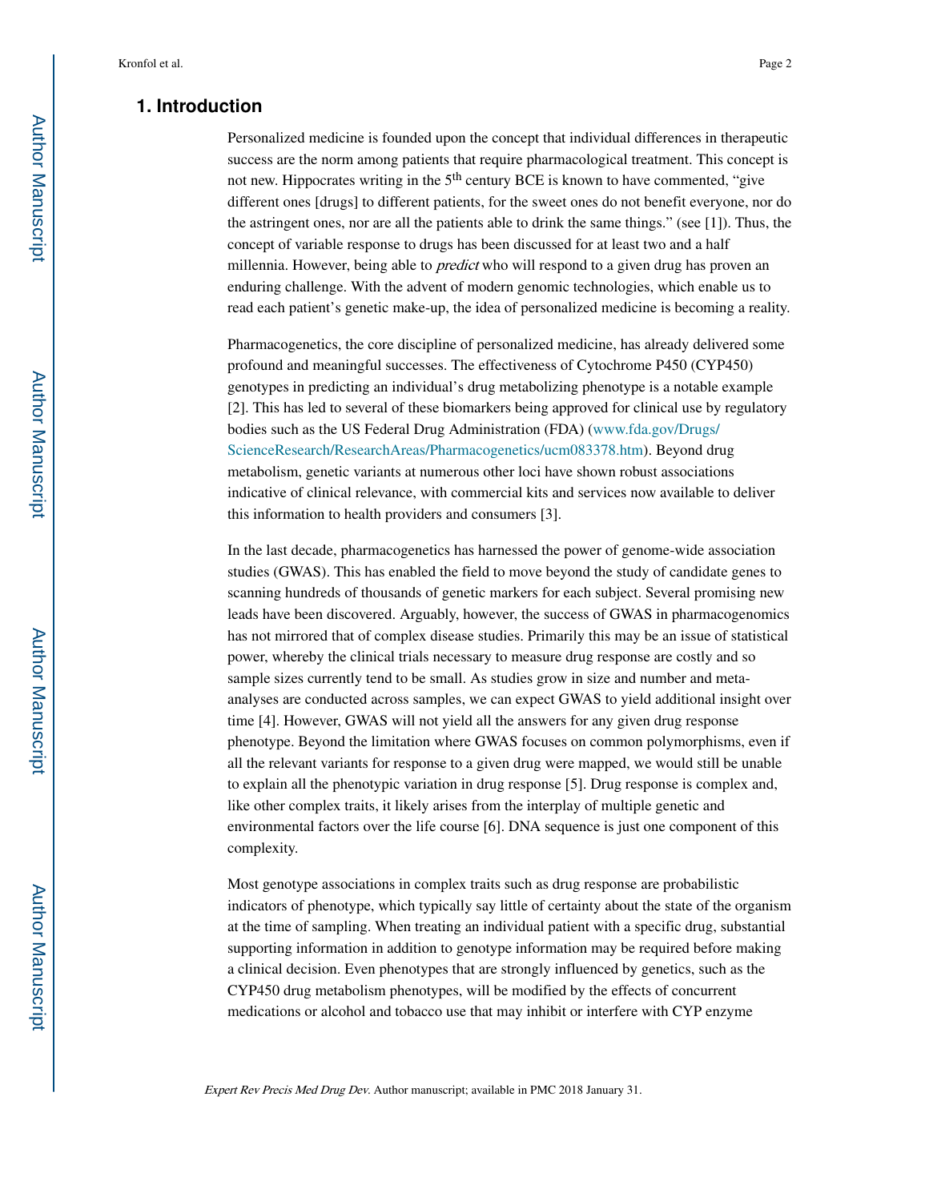## 1. Introduction

Personalized medicine is founded upon the concept that individual differences in therapeutic success are the norm among patients that require pharmacological treatment. This concept is not new. Hippocrates writing in the 5th century BCE is known to have commented, "give different ones [drugs] to different patients, for the sweet ones do not benefit everyone, nor do the astringent ones, nor are all the patients able to drink the same things." (see [1]). Thus, the concept of variable response to drugs has been discussed for at least two and a half millennia. However, being able to *predict* who will respond to a given drug has proven an enduring challenge. With the advent of modern genomic technologies, which enable us to read each patient's genetic make-up, the idea of personalized medicine is becoming a reality.

Pharmacogenetics, the core discipline of personalized medicine, has already delivered some profound and meaningful successes. The effectiveness of Cytochrome P450 (CYP450) genotypes in predicting an individual's drug metabolizing phenotype is a notable example [2]. This has led to several of these biomarkers being approved for clinical use by regulatory bodies such as the US Federal Drug Administration (FDA) (www.fda.gov/Drugs/ScienceResearch/ResearchAreas/Pharmacogenetics/ucm083378.htm). Beyond drug metabolism, genetic variants at numerous other loci have shown robust associations indicative of clinical relevance, with commercial kits and services now available to deliver this information to health providers and consumers [3].

In the last decade, pharmacogenetics has harnessed the power of genome-wide association studies (GWAS). This has enabled the field to move beyond the study of candidate genes to scanning hundreds of thousands of genetic markers for each subject. Several promising new leads have been discovered. Arguably, however, the success of GWAS in pharmacogenomics has not mirrored that of complex disease studies. Primarily this may be an issue of statistical power, whereby the clinical trials necessary to measure drug response are costly and so sample sizes currently tend to be small. As studies grow in size and number and meta-analyses are conducted across samples, we can expect GWAS to yield additional insight over time [4]. However, GWAS will not yield all the answers for any given drug response phenotype. Beyond the limitation where GWAS focuses on common polymorphisms, even if all the relevant variants for response to a given drug were mapped, we would still be unable to explain all the phenotypic variation in drug response [5]. Drug response is complex and, like other complex traits, it likely arises from the interplay of multiple genetic and environmental factors over the life course [6]. DNA sequence is just one component of this complexity.

Most genotype associations in complex traits such as drug response are probabilistic indicators of phenotype, which typically say little of certainty about the state of the organism at the time of sampling. When treating an individual patient with a specific drug, substantial supporting information in addition to genotype information may be required before making a clinical decision. Even phenotypes that are strongly influenced by genetics, such as the CYP450 drug metabolism phenotypes, will be modified by the effects of concurrent medications or alcohol and tobacco use that may inhibit or interfere with CYP enzyme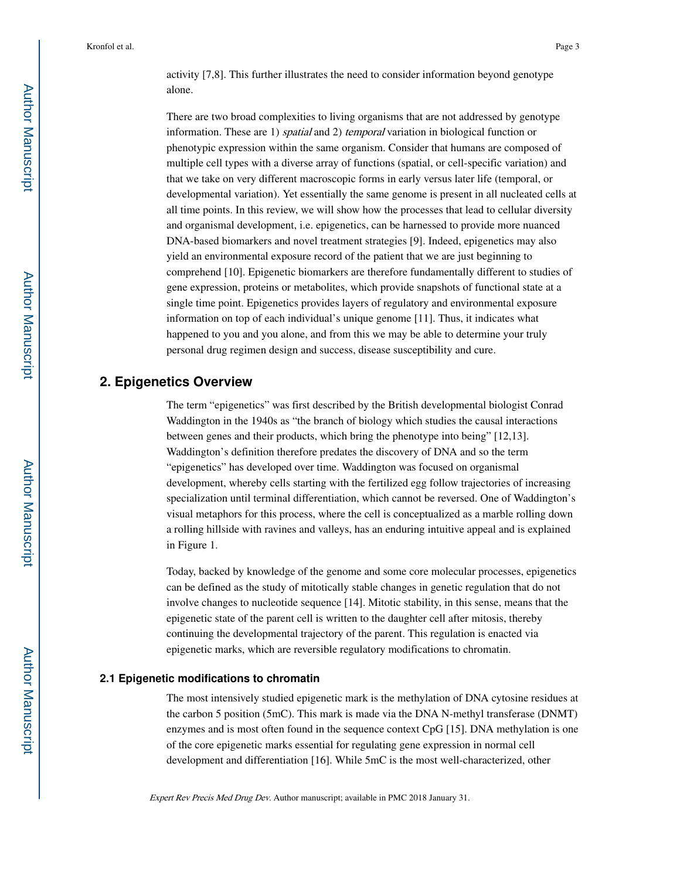activity [7,8]. This further illustrates the need to consider information beyond genotype alone.

There are two broad complexities to living organisms that are not addressed by genotype information. These are 1) *spatial* and 2) *temporal* variation in biological function or phenotypic expression within the same organism. Consider that humans are composed of multiple cell types with a diverse array of functions (spatial, or cell-specific variation) and that we take on very different macroscopic forms in early versus later life (temporal, or developmental variation). Yet essentially the same genome is present in all nucleated cells at all time points. In this review, we will show how the processes that lead to cellular diversity and organismal development, i.e. epigenetics, can be harnessed to provide more nuanced DNA-based biomarkers and novel treatment strategies [9]. Indeed, epigenetics may also yield an environmental exposure record of the patient that we are just beginning to comprehend [10]. Epigenetic biomarkers are therefore fundamentally different to studies of gene expression, proteins or metabolites, which provide snapshots of functional state at a single time point. Epigenetics provides layers of regulatory and environmental exposure information on top of each individual's unique genome [11]. Thus, it indicates what happened to you and you alone, and from this we may be able to determine your truly personal drug regimen design and success, disease susceptibility and cure.

## 2. Epigenetics Overview

The term "epigenetics" was first described by the British developmental biologist Conrad Waddington in the 1940s as "the branch of biology which studies the causal interactions between genes and their products, which bring the phenotype into being" [12,13]. Waddington's definition therefore predates the discovery of DNA and so the term "epigenetics" has developed over time. Waddington was focused on organismal development, whereby cells starting with the fertilized egg follow trajectories of increasing specialization until terminal differentiation, which cannot be reversed. One of Waddington's visual metaphors for this process, where the cell is conceptualized as a marble rolling down a rolling hillside with ravines and valleys, has an enduring intuitive appeal and is explained in Figure 1.

Today, backed by knowledge of the genome and some core molecular processes, epigenetics can be defined as the study of mitotically stable changes in genetic regulation that do not involve changes to nucleotide sequence [14]. Mitotic stability, in this sense, means that the epigenetic state of the parent cell is written to the daughter cell after mitosis, thereby continuing the developmental trajectory of the parent. This regulation is enacted via epigenetic marks, which are reversible regulatory modifications to chromatin.

### 2.1 Epigenetic modifications to chromatin

The most intensively studied epigenetic mark is the methylation of DNA cytosine residues at the carbon 5 position (5mC). This mark is made via the DNA N-methyl transferase (DNMT) enzymes and is most often found in the sequence context CpG [15]. DNA methylation is one of the core epigenetic marks essential for regulating gene expression in normal cell development and differentiation [16]. While 5mC is the most well-characterized, other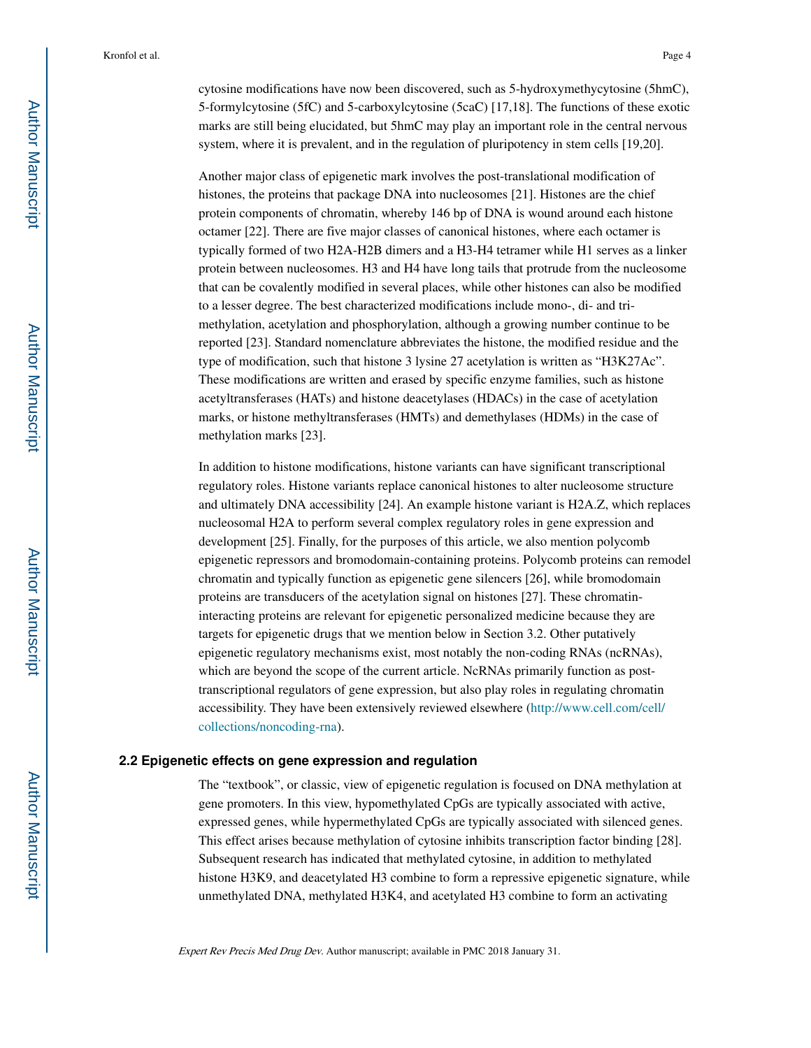cytosine modifications have now been discovered, such as 5-hydroxymethycytosine (5hmC), 5-formylcytosine (5fC) and 5-carboxylcytosine (5caC) [17,18]. The functions of these exotic marks are still being elucidated, but 5hmC may play an important role in the central nervous system, where it is prevalent, and in the regulation of pluripotency in stem cells [19,20].

Another major class of epigenetic mark involves the post-translational modification of histones, the proteins that package DNA into nucleosomes [21]. Histones are the chief protein components of chromatin, whereby 146 bp of DNA is wound around each histone octamer [22]. There are five major classes of canonical histones, where each octamer is typically formed of two H2A-H2B dimers and a H3-H4 tetramer while H1 serves as a linker protein between nucleosomes. H3 and H4 have long tails that protrude from the nucleosome that can be covalently modified in several places, while other histones can also be modified to a lesser degree. The best characterized modifications include mono-, di- and tri-methylation, acetylation and phosphorylation, although a growing number continue to be reported [23]. Standard nomenclature abbreviates the histone, the modified residue and the type of modification, such that histone 3 lysine 27 acetylation is written as "H3K27Ac". These modifications are written and erased by specific enzyme families, such as histone acetyltransferases (HATs) and histone deacetylases (HDACs) in the case of acetylation marks, or histone methyltransferases (HMTs) and demethylases (HDMs) in the case of methylation marks [23].

In addition to histone modifications, histone variants can have significant transcriptional regulatory roles. Histone variants replace canonical histones to alter nucleosome structure and ultimately DNA accessibility [24]. An example histone variant is H2A.Z, which replaces nucleosomal H2A to perform several complex regulatory roles in gene expression and development [25]. Finally, for the purposes of this article, we also mention polycomb epigenetic repressors and bromodomain-containing proteins. Polycomb proteins can remodel chromatin and typically function as epigenetic gene silencers [26], while bromodomain proteins are transducers of the acetylation signal on histones [27]. These chromatin-interacting proteins are relevant for epigenetic personalized medicine because they are targets for epigenetic drugs that we mention below in Section 3.2. Other putatively epigenetic regulatory mechanisms exist, most notably the non-coding RNAs (ncRNAs), which are beyond the scope of the current article. NcRNAs primarily function as post-transcriptional regulators of gene expression, but also play roles in regulating chromatin accessibility. They have been extensively reviewed elsewhere (http://www.cell.com/cell/collections/noncoding-rna).

### 2.2 Epigenetic effects on gene expression and regulation

The "textbook", or classic, view of epigenetic regulation is focused on DNA methylation at gene promoters. In this view, hypomethylated CpGs are typically associated with active, expressed genes, while hypermethylated CpGs are typically associated with silenced genes. This effect arises because methylation of cytosine inhibits transcription factor binding [28]. Subsequent research has indicated that methylated cytosine, in addition to methylated histone H3K9, and deacetylated H3 combine to form a repressive epigenetic signature, while unmethylated DNA, methylated H3K4, and acetylated H3 combine to form an activating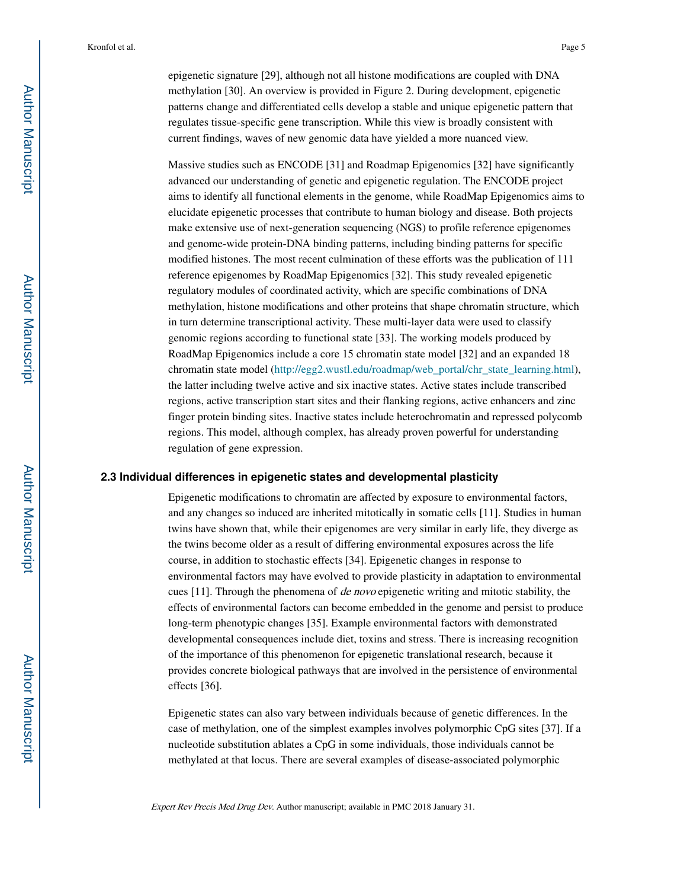epigenetic signature [29], although not all histone modifications are coupled with DNA methylation [30]. An overview is provided in Figure 2. During development, epigenetic patterns change and differentiated cells develop a stable and unique epigenetic pattern that regulates tissue-specific gene transcription. While this view is broadly consistent with current findings, waves of new genomic data have yielded a more nuanced view.

Massive studies such as ENCODE [31] and Roadmap Epigenomics [32] have significantly advanced our understanding of genetic and epigenetic regulation. The ENCODE project aims to identify all functional elements in the genome, while RoadMap Epigenomics aims to elucidate epigenetic processes that contribute to human biology and disease. Both projects make extensive use of next-generation sequencing (NGS) to profile reference epigenomes and genome-wide protein-DNA binding patterns, including binding patterns for specific modified histones. The most recent culmination of these efforts was the publication of 111 reference epigenomes by RoadMap Epigenomics [32]. This study revealed epigenetic regulatory modules of coordinated activity, which are specific combinations of DNA methylation, histone modifications and other proteins that shape chromatin structure, which in turn determine transcriptional activity. These multi-layer data were used to classify genomic regions according to functional state [33]. The working models produced by RoadMap Epigenomics include a core 15 chromatin state model [32] and an expanded 18 chromatin state model (http://egg2.wustl.edu/roadmap/web_portal/chr_state_learning.html), the latter including twelve active and six inactive states. Active states include transcribed regions, active transcription start sites and their flanking regions, active enhancers and zinc finger protein binding sites. Inactive states include heterochromatin and repressed polycomb regions. This model, although complex, has already proven powerful for understanding regulation of gene expression.

### 2.3 Individual differences in epigenetic states and developmental plasticity

Epigenetic modifications to chromatin are affected by exposure to environmental factors, and any changes so induced are inherited mitotically in somatic cells [11]. Studies in human twins have shown that, while their epigenomes are very similar in early life, they diverge as the twins become older as a result of differing environmental exposures across the life course, in addition to stochastic effects [34]. Epigenetic changes in response to environmental factors may have evolved to provide plasticity in adaptation to environmental cues [11]. Through the phenomena of *de novo* epigenetic writing and mitotic stability, the effects of environmental factors can become embedded in the genome and persist to produce long-term phenotypic changes [35]. Example environmental factors with demonstrated developmental consequences include diet, toxins and stress. There is increasing recognition of the importance of this phenomenon for epigenetic translational research, because it provides concrete biological pathways that are involved in the persistence of environmental effects [36].

Epigenetic states can also vary between individuals because of genetic differences. In the case of methylation, one of the simplest examples involves polymorphic CpG sites [37]. If a nucleotide substitution ablates a CpG in some individuals, those individuals cannot be methylated at that locus. There are several examples of disease-associated polymorphic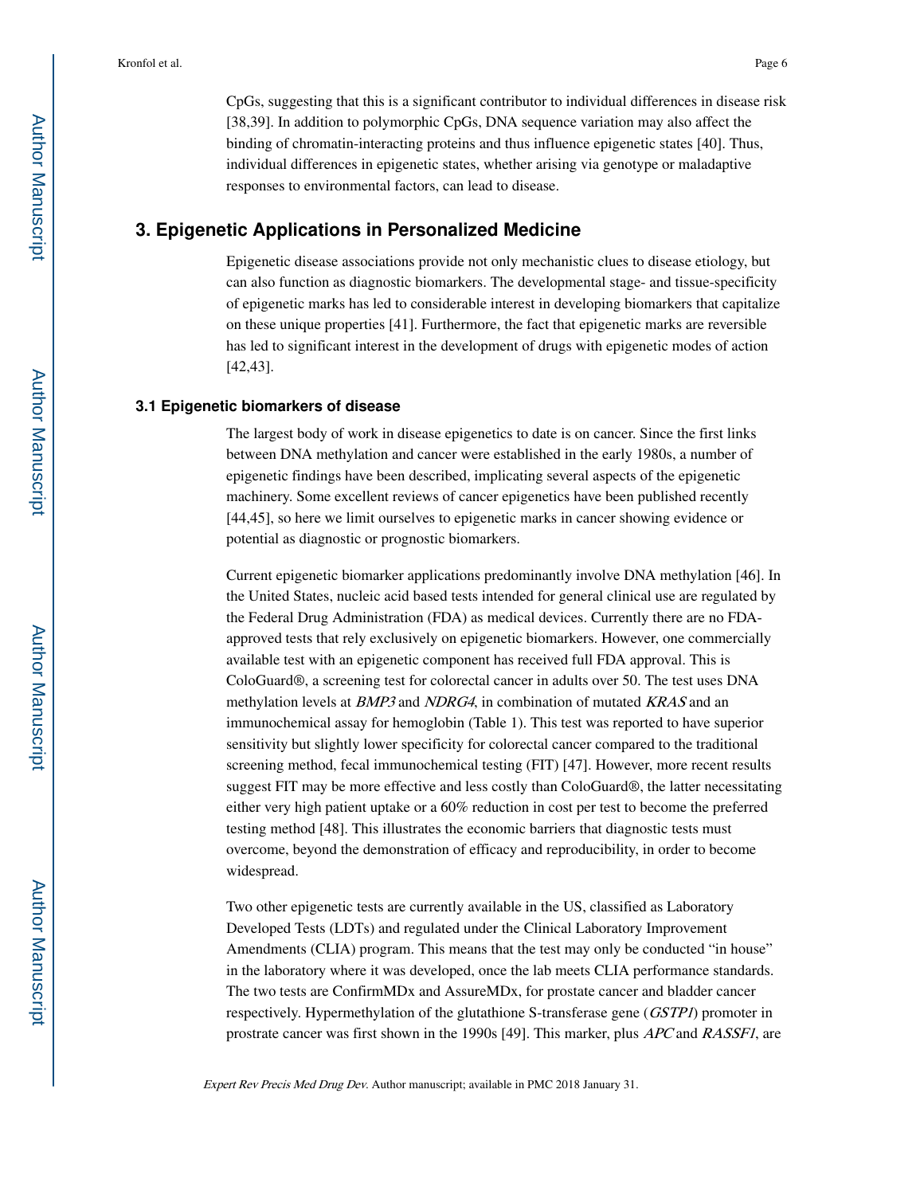CpGs, suggesting that this is a significant contributor to individual differences in disease risk [38,39]. In addition to polymorphic CpGs, DNA sequence variation may also affect the binding of chromatin-interacting proteins and thus influence epigenetic states [40]. Thus, individual differences in epigenetic states, whether arising via genotype or maladaptive responses to environmental factors, can lead to disease.

## 3. Epigenetic Applications in Personalized Medicine

Epigenetic disease associations provide not only mechanistic clues to disease etiology, but can also function as diagnostic biomarkers. The developmental stage- and tissue-specificity of epigenetic marks has led to considerable interest in developing biomarkers that capitalize on these unique properties [41]. Furthermore, the fact that epigenetic marks are reversible has led to significant interest in the development of drugs with epigenetic modes of action [42,43].

### 3.1 Epigenetic biomarkers of disease

The largest body of work in disease epigenetics to date is on cancer. Since the first links between DNA methylation and cancer were established in the early 1980s, a number of epigenetic findings have been described, implicating several aspects of the epigenetic machinery. Some excellent reviews of cancer epigenetics have been published recently [44,45], so here we limit ourselves to epigenetic marks in cancer showing evidence or potential as diagnostic or prognostic biomarkers.

Current epigenetic biomarker applications predominantly involve DNA methylation [46]. In the United States, nucleic acid based tests intended for general clinical use are regulated by the Federal Drug Administration (FDA) as medical devices. Currently there are no FDA-approved tests that rely exclusively on epigenetic biomarkers. However, one commercially available test with an epigenetic component has received full FDA approval. This is ColoGuard®, a screening test for colorectal cancer in adults over 50. The test uses DNA methylation levels at *BMP3* and *NDRG4*, in combination of mutated *KRAS* and an immunochemical assay for hemoglobin (Table 1). This test was reported to have superior sensitivity but slightly lower specificity for colorectal cancer compared to the traditional screening method, fecal immunochemical testing (FIT) [47]. However, more recent results suggest FIT may be more effective and less costly than ColoGuard®, the latter necessitating either very high patient uptake or a 60% reduction in cost per test to become the preferred testing method [48]. This illustrates the economic barriers that diagnostic tests must overcome, beyond the demonstration of efficacy and reproducibility, in order to become widespread.

Two other epigenetic tests are currently available in the US, classified as Laboratory Developed Tests (LDTs) and regulated under the Clinical Laboratory Improvement Amendments (CLIA) program. This means that the test may only be conducted "in house" in the laboratory where it was developed, once the lab meets CLIA performance standards. The two tests are ConfirmMDx and AssureMDx, for prostate cancer and bladder cancer respectively. Hypermethylation of the glutathione S-transferase gene (*GSTP1*) promoter in prostrate cancer was first shown in the 1990s [49]. This marker, plus *APC* and *RASSF1*, are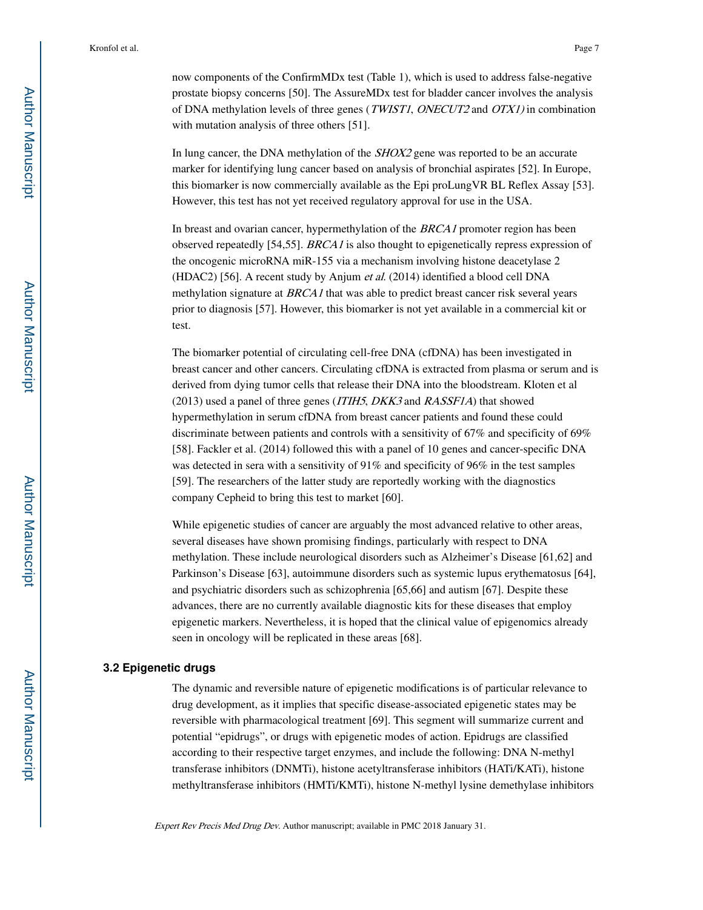now components of the ConfirmMDx test (Table 1), which is used to address false-negative prostate biopsy concerns [50]. The AssureMDx test for bladder cancer involves the analysis of DNA methylation levels of three genes (*TWIST1*, *ONECUT2* and *OTX1)* in combination with mutation analysis of three others [51].

In lung cancer, the DNA methylation of the *SHOX2* gene was reported to be an accurate marker for identifying lung cancer based on analysis of bronchial aspirates [52]. In Europe, this biomarker is now commercially available as the Epi proLungVR BL Reflex Assay [53]. However, this test has not yet received regulatory approval for use in the USA.

In breast and ovarian cancer, hypermethylation of the *BRCA1* promoter region has been observed repeatedly [54,55]. *BRCA1* is also thought to epigenetically repress expression of the oncogenic microRNA miR-155 via a mechanism involving histone deacetylase 2 (HDAC2) [56]. A recent study by Anjum *et al.* (2014) identified a blood cell DNA methylation signature at *BRCA1* that was able to predict breast cancer risk several years prior to diagnosis [57]. However, this biomarker is not yet available in a commercial kit or test.

The biomarker potential of circulating cell-free DNA (cfDNA) has been investigated in breast cancer and other cancers. Circulating cfDNA is extracted from plasma or serum and is derived from dying tumor cells that release their DNA into the bloodstream. Kloten et al (2013) used a panel of three genes (*ITIH5*, *DKK3* and *RASSF1A*) that showed hypermethylation in serum cfDNA from breast cancer patients and found these could discriminate between patients and controls with a sensitivity of 67% and specificity of 69% [58]. Fackler et al. (2014) followed this with a panel of 10 genes and cancer-specific DNA was detected in sera with a sensitivity of 91% and specificity of 96% in the test samples [59]. The researchers of the latter study are reportedly working with the diagnostics company Cepheid to bring this test to market [60].

While epigenetic studies of cancer are arguably the most advanced relative to other areas, several diseases have shown promising findings, particularly with respect to DNA methylation. These include neurological disorders such as Alzheimer's Disease [61,62] and Parkinson's Disease [63], autoimmune disorders such as systemic lupus erythematosus [64], and psychiatric disorders such as schizophrenia [65,66] and autism [67]. Despite these advances, there are no currently available diagnostic kits for these diseases that employ epigenetic markers. Nevertheless, it is hoped that the clinical value of epigenomics already seen in oncology will be replicated in these areas [68].

### 3.2 Epigenetic drugs

The dynamic and reversible nature of epigenetic modifications is of particular relevance to drug development, as it implies that specific disease-associated epigenetic states may be reversible with pharmacological treatment [69]. This segment will summarize current and potential "epidrugs", or drugs with epigenetic modes of action. Epidrugs are classified according to their respective target enzymes, and include the following: DNA N-methyl transferase inhibitors (DNMTi), histone acetyltransferase inhibitors (HATi/KATi), histone methyltransferase inhibitors (HMTi/KMTi), histone N-methyl lysine demethylase inhibitors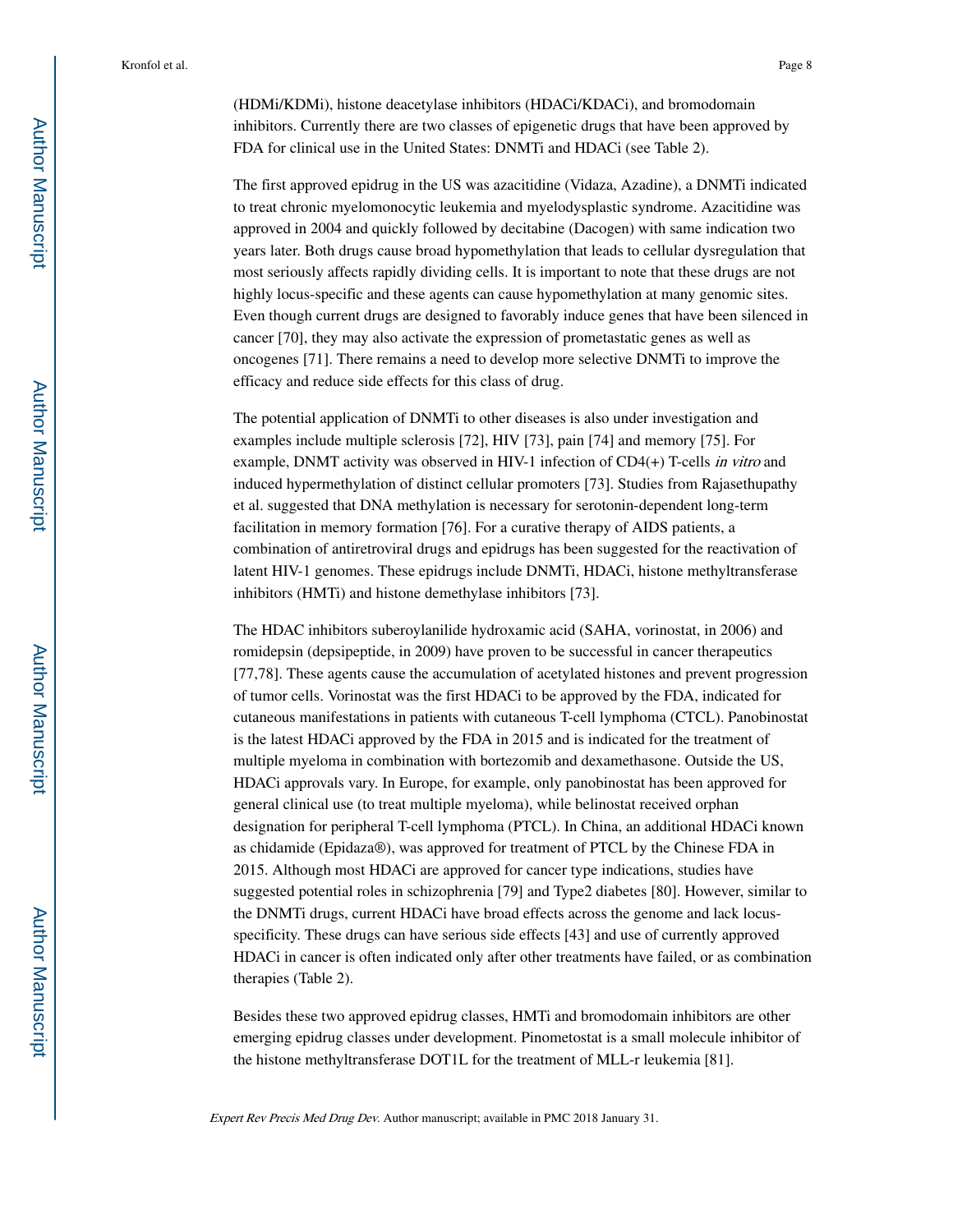(HDMi/KDMi), histone deacetylase inhibitors (HDACi/KDACi), and bromodomain inhibitors. Currently there are two classes of epigenetic drugs that have been approved by FDA for clinical use in the United States: DNMTi and HDACi (see Table 2).

The first approved epidrug in the US was azacitidine (Vidaza, Azadine), a DNMTi indicated to treat chronic myelomonocytic leukemia and myelodysplastic syndrome. Azacitidine was approved in 2004 and quickly followed by decitabine (Dacogen) with same indication two years later. Both drugs cause broad hypomethylation that leads to cellular dysregulation that most seriously affects rapidly dividing cells. It is important to note that these drugs are not highly locus-specific and these agents can cause hypomethylation at many genomic sites. Even though current drugs are designed to favorably induce genes that have been silenced in cancer [70], they may also activate the expression of prometastatic genes as well as oncogenes [71]. There remains a need to develop more selective DNMTi to improve the efficacy and reduce side effects for this class of drug.

The potential application of DNMTi to other diseases is also under investigation and examples include multiple sclerosis [72], HIV [73], pain [74] and memory [75]. For example, DNMT activity was observed in HIV-1 infection of CD4(+) T-cells *in vitro* and induced hypermethylation of distinct cellular promoters [73]. Studies from Rajasethupathy et al. suggested that DNA methylation is necessary for serotonin-dependent long-term facilitation in memory formation [76]. For a curative therapy of AIDS patients, a combination of antiretroviral drugs and epidrugs has been suggested for the reactivation of latent HIV-1 genomes. These epidrugs include DNMTi, HDACi, histone methyltransferase inhibitors (HMTi) and histone demethylase inhibitors [73].

The HDAC inhibitors suberoylanilide hydroxamic acid (SAHA, vorinostat, in 2006) and romidepsin (depsipeptide, in 2009) have proven to be successful in cancer therapeutics [77,78]. These agents cause the accumulation of acetylated histones and prevent progression of tumor cells. Vorinostat was the first HDACi to be approved by the FDA, indicated for cutaneous manifestations in patients with cutaneous T-cell lymphoma (CTCL). Panobinostat is the latest HDACi approved by the FDA in 2015 and is indicated for the treatment of multiple myeloma in combination with bortezomib and dexamethasone. Outside the US, HDACi approvals vary. In Europe, for example, only panobinostat has been approved for general clinical use (to treat multiple myeloma), while belinostat received orphan designation for peripheral T-cell lymphoma (PTCL). In China, an additional HDACi known as chidamide (Epidaza®), was approved for treatment of PTCL by the Chinese FDA in 2015. Although most HDACi are approved for cancer type indications, studies have suggested potential roles in schizophrenia [79] and Type2 diabetes [80]. However, similar to the DNMTi drugs, current HDACi have broad effects across the genome and lack locus-specificity. These drugs can have serious side effects [43] and use of currently approved HDACi in cancer is often indicated only after other treatments have failed, or as combination therapies (Table 2).

Besides these two approved epidrug classes, HMTi and bromodomain inhibitors are other emerging epidrug classes under development. Pinometostat is a small molecule inhibitor of the histone methyltransferase DOT1L for the treatment of MLL-r leukemia [81].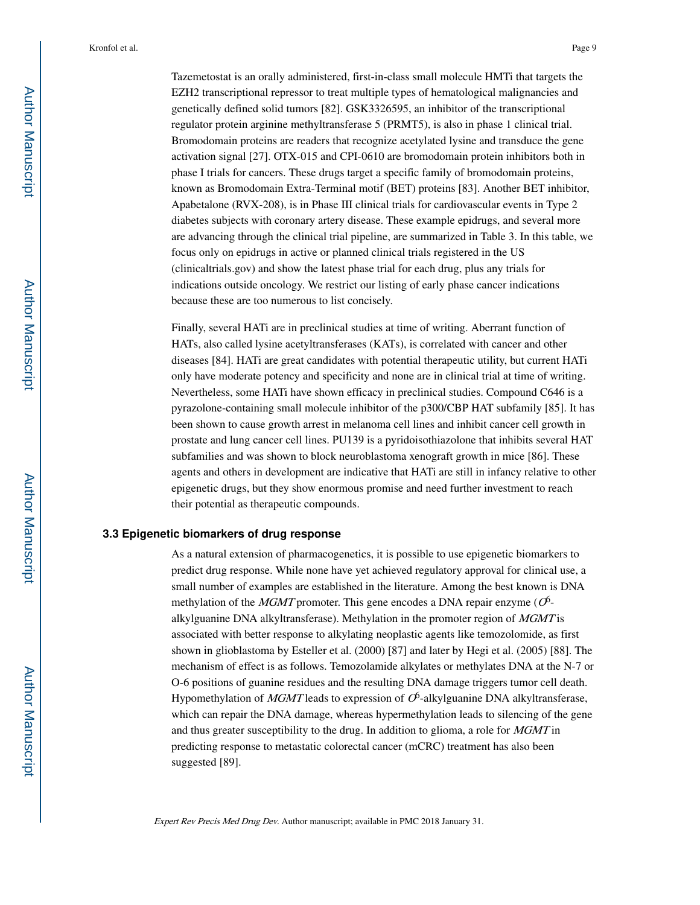Tazemetostat is an orally administered, first-in-class small molecule HMTi that targets the EZH2 transcriptional repressor to treat multiple types of hematological malignancies and genetically defined solid tumors [82]. GSK3326595, an inhibitor of the transcriptional regulator protein arginine methyltransferase 5 (PRMT5), is also in phase 1 clinical trial. Bromodomain proteins are readers that recognize acetylated lysine and transduce the gene activation signal [27]. OTX-015 and CPI-0610 are bromodomain protein inhibitors both in phase I trials for cancers. These drugs target a specific family of bromodomain proteins, known as Bromodomain Extra-Terminal motif (BET) proteins [83]. Another BET inhibitor, Apabetalone (RVX-208), is in Phase III clinical trials for cardiovascular events in Type 2 diabetes subjects with coronary artery disease. These example epidrugs, and several more are advancing through the clinical trial pipeline, are summarized in Table 3. In this table, we focus only on epidrugs in active or planned clinical trials registered in the US (clinicaltrials.gov) and show the latest phase trial for each drug, plus any trials for indications outside oncology. We restrict our listing of early phase cancer indications because these are too numerous to list concisely.

Finally, several HATi are in preclinical studies at time of writing. Aberrant function of HATs, also called lysine acetyltransferases (KATs), is correlated with cancer and other diseases [84]. HATi are great candidates with potential therapeutic utility, but current HATi only have moderate potency and specificity and none are in clinical trial at time of writing. Nevertheless, some HATi have shown efficacy in preclinical studies. Compound C646 is a pyrazolone-containing small molecule inhibitor of the p300/CBP HAT subfamily [85]. It has been shown to cause growth arrest in melanoma cell lines and inhibit cancer cell growth in prostate and lung cancer cell lines. PU139 is a pyridoisothiazolone that inhibits several HAT subfamilies and was shown to block neuroblastoma xenograft growth in mice [86]. These agents and others in development are indicative that HATi are still in infancy relative to other epigenetic drugs, but they show enormous promise and need further investment to reach their potential as therapeutic compounds.

### 3.3 Epigenetic biomarkers of drug response

As a natural extension of pharmacogenetics, it is possible to use epigenetic biomarkers to predict drug response. While none have yet achieved regulatory approval for clinical use, a small number of examples are established in the literature. Among the best known is DNA methylation of the *MGMT* promoter. This gene encodes a DNA repair enzyme ($O^6$-alkylguanine DNA alkyltransferase). Methylation in the promoter region of *MGMT* is associated with better response to alkylating neoplastic agents like temozolomide, as first shown in glioblastoma by Esteller et al. (2000) [87] and later by Hegi et al. (2005) [88]. The mechanism of effect is as follows. Temozolamide alkylates or methylates DNA at the N-7 or O-6 positions of guanine residues and the resulting DNA damage triggers tumor cell death. Hypomethylation of *MGMT* leads to expression of $O^6$-alkylguanine DNA alkyltransferase, which can repair the DNA damage, whereas hypermethylation leads to silencing of the gene and thus greater susceptibility to the drug. In addition to glioma, a role for *MGMT* in predicting response to metastatic colorectal cancer (mCRC) treatment has also been suggested [89].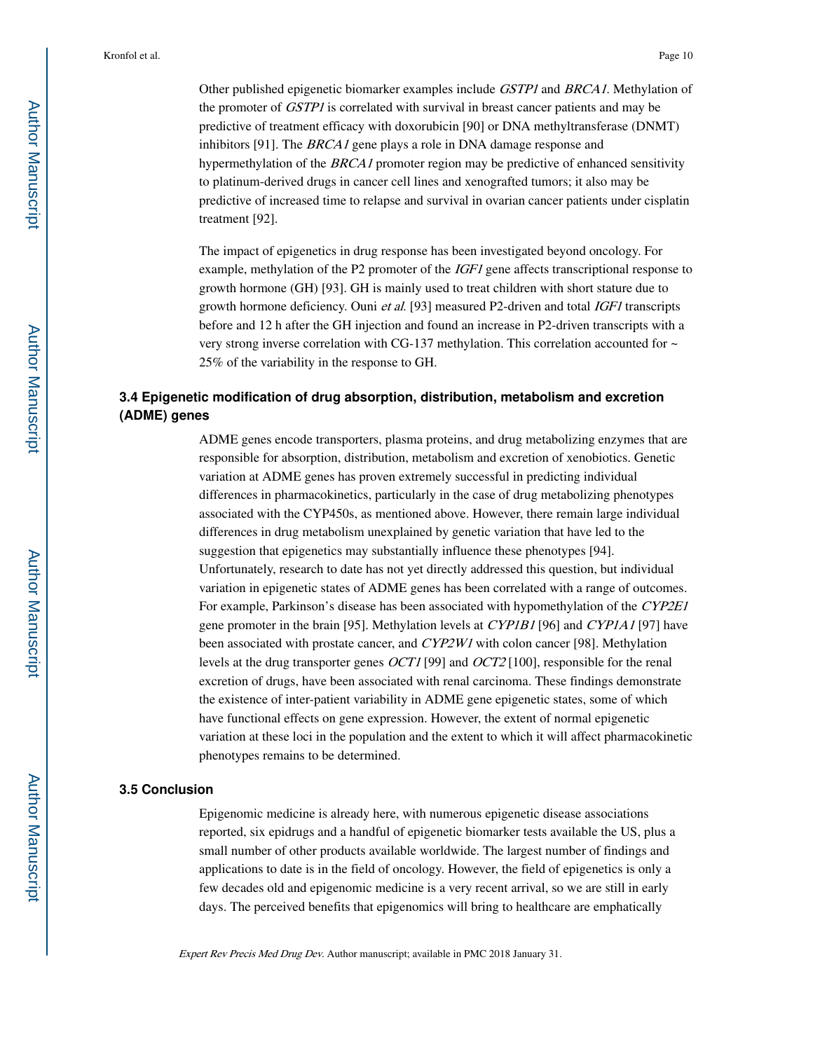Other published epigenetic biomarker examples include *GSTP1* and *BRCA1*. Methylation of the promoter of *GSTP1* is correlated with survival in breast cancer patients and may be predictive of treatment efficacy with doxorubicin [90] or DNA methyltransferase (DNMT) inhibitors [91]. The *BRCA1* gene plays a role in DNA damage response and hypermethylation of the *BRCA1* promoter region may be predictive of enhanced sensitivity to platinum-derived drugs in cancer cell lines and xenografted tumors; it also may be predictive of increased time to relapse and survival in ovarian cancer patients under cisplatin treatment [92].

The impact of epigenetics in drug response has been investigated beyond oncology. For example, methylation of the P2 promoter of the *IGF1* gene affects transcriptional response to growth hormone (GH) [93]. GH is mainly used to treat children with short stature due to growth hormone deficiency. Ouni *et al.* [93] measured P2-driven and total *IGF1* transcripts before and 12 h after the GH injection and found an increase in P2-driven transcripts with a very strong inverse correlation with CG-137 methylation. This correlation accounted for ~ 25% of the variability in the response to GH.

### 3.4 Epigenetic modification of drug absorption, distribution, metabolism and excretion (ADME) genes

ADME genes encode transporters, plasma proteins, and drug metabolizing enzymes that are responsible for absorption, distribution, metabolism and excretion of xenobiotics. Genetic variation at ADME genes has proven extremely successful in predicting individual differences in pharmacokinetics, particularly in the case of drug metabolizing phenotypes associated with the CYP450s, as mentioned above. However, there remain large individual differences in drug metabolism unexplained by genetic variation that have led to the suggestion that epigenetics may substantially influence these phenotypes [94]. Unfortunately, research to date has not yet directly addressed this question, but individual variation in epigenetic states of ADME genes has been correlated with a range of outcomes. For example, Parkinson's disease has been associated with hypomethylation of the *CYP2E1* gene promoter in the brain [95]. Methylation levels at *CYP1B1* [96] and *CYP1A1* [97] have been associated with prostate cancer, and *CYP2W1* with colon cancer [98]. Methylation levels at the drug transporter genes *OCT1* [99] and *OCT2* [100], responsible for the renal excretion of drugs, have been associated with renal carcinoma. These findings demonstrate the existence of inter-patient variability in ADME gene epigenetic states, some of which have functional effects on gene expression. However, the extent of normal epigenetic variation at these loci in the population and the extent to which it will affect pharmacokinetic phenotypes remains to be determined.

### 3.5 Conclusion

Epigenomic medicine is already here, with numerous epigenetic disease associations reported, six epidrugs and a handful of epigenetic biomarker tests available the US, plus a small number of other products available worldwide. The largest number of findings and applications to date is in the field of oncology. However, the field of epigenetics is only a few decades old and epigenomic medicine is a very recent arrival, so we are still in early days. The perceived benefits that epigenomics will bring to healthcare are emphatically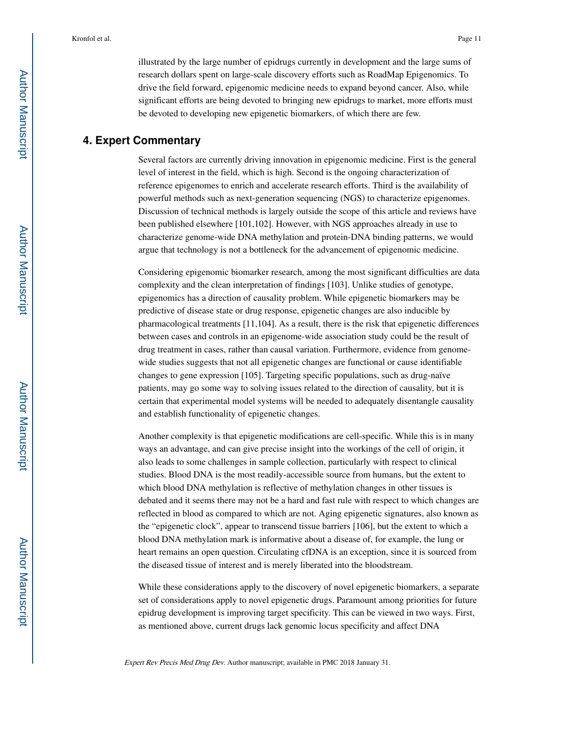illustrated by the large number of epidrugs currently in development and the large sums of research dollars spent on large-scale discovery efforts such as RoadMap Epigenomics. To drive the field forward, epigenomic medicine needs to expand beyond cancer. Also, while significant efforts are being devoted to bringing new epidrugs to market, more efforts must be devoted to developing new epigenetic biomarkers, of which there are few.

## 4. Expert Commentary

Several factors are currently driving innovation in epigenomic medicine. First is the general level of interest in the field, which is high. Second is the ongoing characterization of reference epigenomes to enrich and accelerate research efforts. Third is the availability of powerful methods such as next-generation sequencing (NGS) to characterize epigenomes. Discussion of technical methods is largely outside the scope of this article and reviews have been published elsewhere [101,102]. However, with NGS approaches already in use to characterize genome-wide DNA methylation and protein-DNA binding patterns, we would argue that technology is not a bottleneck for the advancement of epigenomic medicine.

Considering epigenomic biomarker research, among the most significant difficulties are data complexity and the clean interpretation of findings [103]. Unlike studies of genotype, epigenomics has a direction of causality problem. While epigenetic biomarkers may be predictive of disease state or drug response, epigenetic changes are also inducible by pharmacological treatments [11,104]. As a result, there is the risk that epigenetic differences between cases and controls in an epigenome-wide association study could be the result of drug treatment in cases, rather than causal variation. Furthermore, evidence from genome-wide studies suggests that not all epigenetic changes are functional or cause identifiable changes to gene expression [105]. Targeting specific populations, such as drug-naïve patients, may go some way to solving issues related to the direction of causality, but it is certain that experimental model systems will be needed to adequately disentangle causality and establish functionality of epigenetic changes.

Another complexity is that epigenetic modifications are cell-specific. While this is in many ways an advantage, and can give precise insight into the workings of the cell of origin, it also leads to some challenges in sample collection, particularly with respect to clinical studies. Blood DNA is the most readily-accessible source from humans, but the extent to which blood DNA methylation is reflective of methylation changes in other tissues is debated and it seems there may not be a hard and fast rule with respect to which changes are reflected in blood as compared to which are not. Aging epigenetic signatures, also known as the "epigenetic clock", appear to transcend tissue barriers [106], but the extent to which a blood DNA methylation mark is informative about a disease of, for example, the lung or heart remains an open question. Circulating cfDNA is an exception, since it is sourced from the diseased tissue of interest and is merely liberated into the bloodstream.

While these considerations apply to the discovery of novel epigenetic biomarkers, a separate set of considerations apply to novel epigenetic drugs. Paramount among priorities for future epidrug development is improving target specificity. This can be viewed in two ways. First, as mentioned above, current drugs lack genomic locus specificity and affect DNA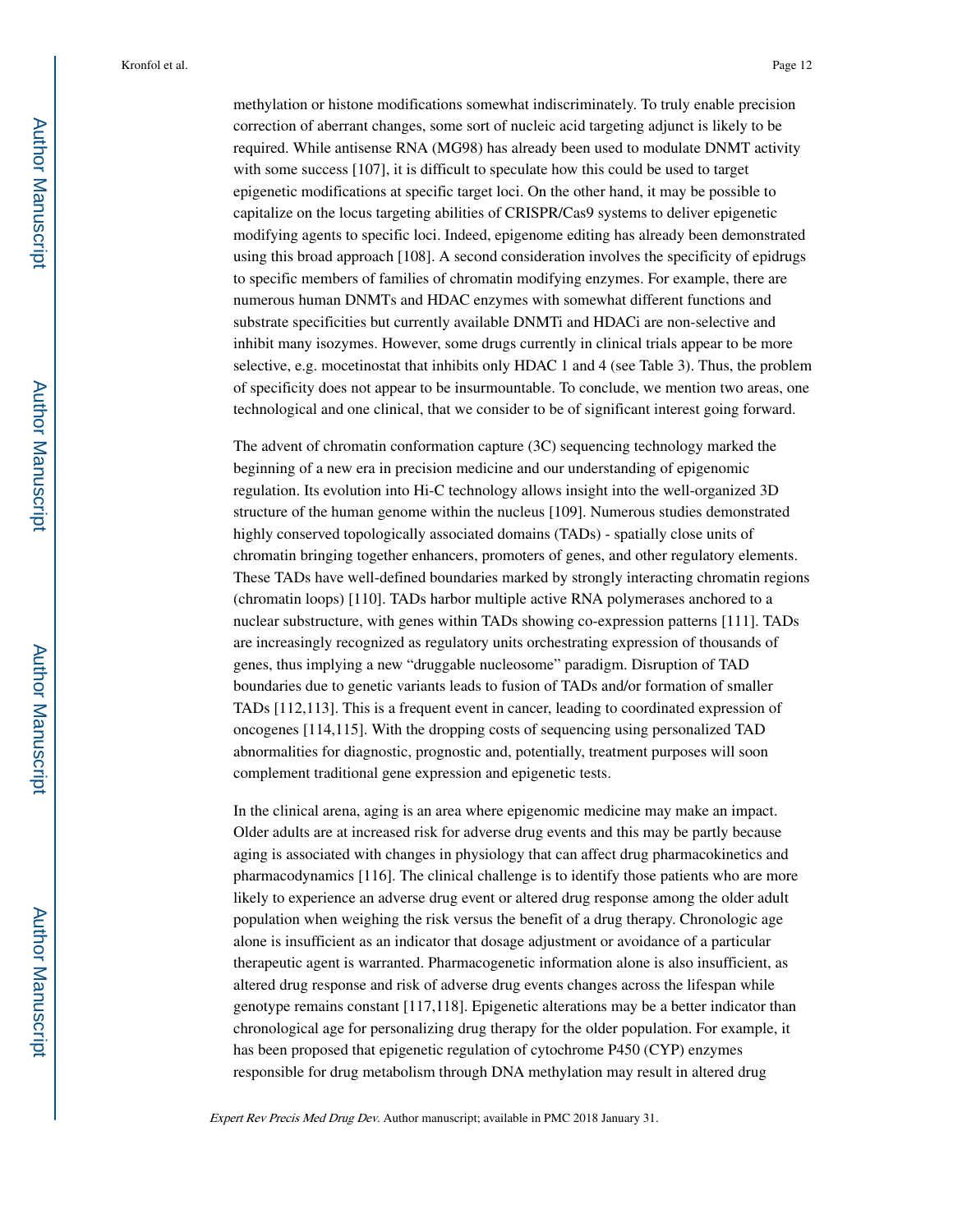methylation or histone modifications somewhat indiscriminately. To truly enable precision correction of aberrant changes, some sort of nucleic acid targeting adjunct is likely to be required. While antisense RNA (MG98) has already been used to modulate DNMT activity with some success [107], it is difficult to speculate how this could be used to target epigenetic modifications at specific target loci. On the other hand, it may be possible to capitalize on the locus targeting abilities of CRISPR/Cas9 systems to deliver epigenetic modifying agents to specific loci. Indeed, epigenome editing has already been demonstrated using this broad approach [108]. A second consideration involves the specificity of epidrugs to specific members of families of chromatin modifying enzymes. For example, there are numerous human DNMTs and HDAC enzymes with somewhat different functions and substrate specificities but currently available DNMTi and HDACi are non-selective and inhibit many isozymes. However, some drugs currently in clinical trials appear to be more selective, e.g. mocetinostat that inhibits only HDAC 1 and 4 (see Table 3). Thus, the problem of specificity does not appear to be insurmountable. To conclude, we mention two areas, one technological and one clinical, that we consider to be of significant interest going forward.

The advent of chromatin conformation capture (3C) sequencing technology marked the beginning of a new era in precision medicine and our understanding of epigenomic regulation. Its evolution into Hi-C technology allows insight into the well-organized 3D structure of the human genome within the nucleus [109]. Numerous studies demonstrated highly conserved topologically associated domains (TADs) - spatially close units of chromatin bringing together enhancers, promoters of genes, and other regulatory elements. These TADs have well-defined boundaries marked by strongly interacting chromatin regions (chromatin loops) [110]. TADs harbor multiple active RNA polymerases anchored to a nuclear substructure, with genes within TADs showing co-expression patterns [111]. TADs are increasingly recognized as regulatory units orchestrating expression of thousands of genes, thus implying a new "druggable nucleosome" paradigm. Disruption of TAD boundaries due to genetic variants leads to fusion of TADs and/or formation of smaller TADs [112,113]. This is a frequent event in cancer, leading to coordinated expression of oncogenes [114,115]. With the dropping costs of sequencing using personalized TAD abnormalities for diagnostic, prognostic and, potentially, treatment purposes will soon complement traditional gene expression and epigenetic tests.

In the clinical arena, aging is an area where epigenomic medicine may make an impact. Older adults are at increased risk for adverse drug events and this may be partly because aging is associated with changes in physiology that can affect drug pharmacokinetics and pharmacodynamics [116]. The clinical challenge is to identify those patients who are more likely to experience an adverse drug event or altered drug response among the older adult population when weighing the risk versus the benefit of a drug therapy. Chronologic age alone is insufficient as an indicator that dosage adjustment or avoidance of a particular therapeutic agent is warranted. Pharmacogenetic information alone is also insufficient, as altered drug response and risk of adverse drug events changes across the lifespan while genotype remains constant [117,118]. Epigenetic alterations may be a better indicator than chronological age for personalizing drug therapy for the older population. For example, it has been proposed that epigenetic regulation of cytochrome P450 (CYP) enzymes responsible for drug metabolism through DNA methylation may result in altered drug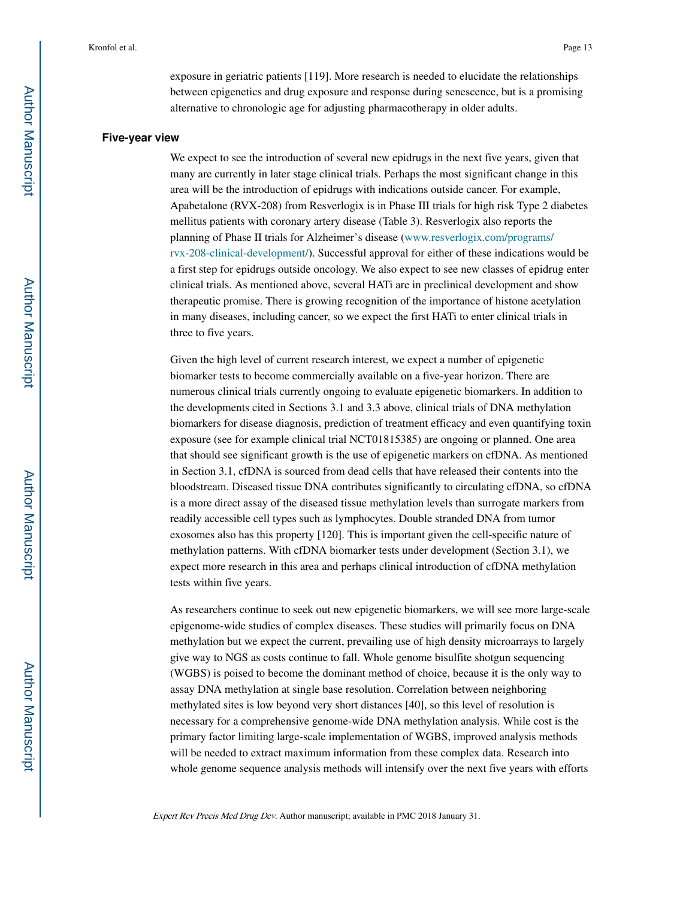exposure in geriatric patients [119]. More research is needed to elucidate the relationships between epigenetics and drug exposure and response during senescence, but is a promising alternative to chronologic age for adjusting pharmacotherapy in older adults.

## Five-year view

We expect to see the introduction of several new epidrugs in the next five years, given that many are currently in later stage clinical trials. Perhaps the most significant change in this area will be the introduction of epidrugs with indications outside cancer. For example, Apabetalone (RVX-208) from Resverlogix is in Phase III trials for high risk Type 2 diabetes mellitus patients with coronary artery disease (Table 3). Resverlogix also reports the planning of Phase II trials for Alzheimer's disease (www.resverlogix.com/programs/rvx-208-clinical-development/). Successful approval for either of these indications would be a first step for epidrugs outside oncology. We also expect to see new classes of epidrug enter clinical trials. As mentioned above, several HATi are in preclinical development and show therapeutic promise. There is growing recognition of the importance of histone acetylation in many diseases, including cancer, so we expect the first HATi to enter clinical trials in three to five years.

Given the high level of current research interest, we expect a number of epigenetic biomarker tests to become commercially available on a five-year horizon. There are numerous clinical trials currently ongoing to evaluate epigenetic biomarkers. In addition to the developments cited in Sections 3.1 and 3.3 above, clinical trials of DNA methylation biomarkers for disease diagnosis, prediction of treatment efficacy and even quantifying toxin exposure (see for example clinical trial NCT01815385) are ongoing or planned. One area that should see significant growth is the use of epigenetic markers on cfDNA. As mentioned in Section 3.1, cfDNA is sourced from dead cells that have released their contents into the bloodstream. Diseased tissue DNA contributes significantly to circulating cfDNA, so cfDNA is a more direct assay of the diseased tissue methylation levels than surrogate markers from readily accessible cell types such as lymphocytes. Double stranded DNA from tumor exosomes also has this property [120]. This is important given the cell-specific nature of methylation patterns. With cfDNA biomarker tests under development (Section 3.1), we expect more research in this area and perhaps clinical introduction of cfDNA methylation tests within five years.

As researchers continue to seek out new epigenetic biomarkers, we will see more large-scale epigenome-wide studies of complex diseases. These studies will primarily focus on DNA methylation but we expect the current, prevailing use of high density microarrays to largely give way to NGS as costs continue to fall. Whole genome bisulfite shotgun sequencing (WGBS) is poised to become the dominant method of choice, because it is the only way to assay DNA methylation at single base resolution. Correlation between neighboring methylated sites is low beyond very short distances [40], so this level of resolution is necessary for a comprehensive genome-wide DNA methylation analysis. While cost is the primary factor limiting large-scale implementation of WGBS, improved analysis methods will be needed to extract maximum information from these complex data. Research into whole genome sequence analysis methods will intensify over the next five years with efforts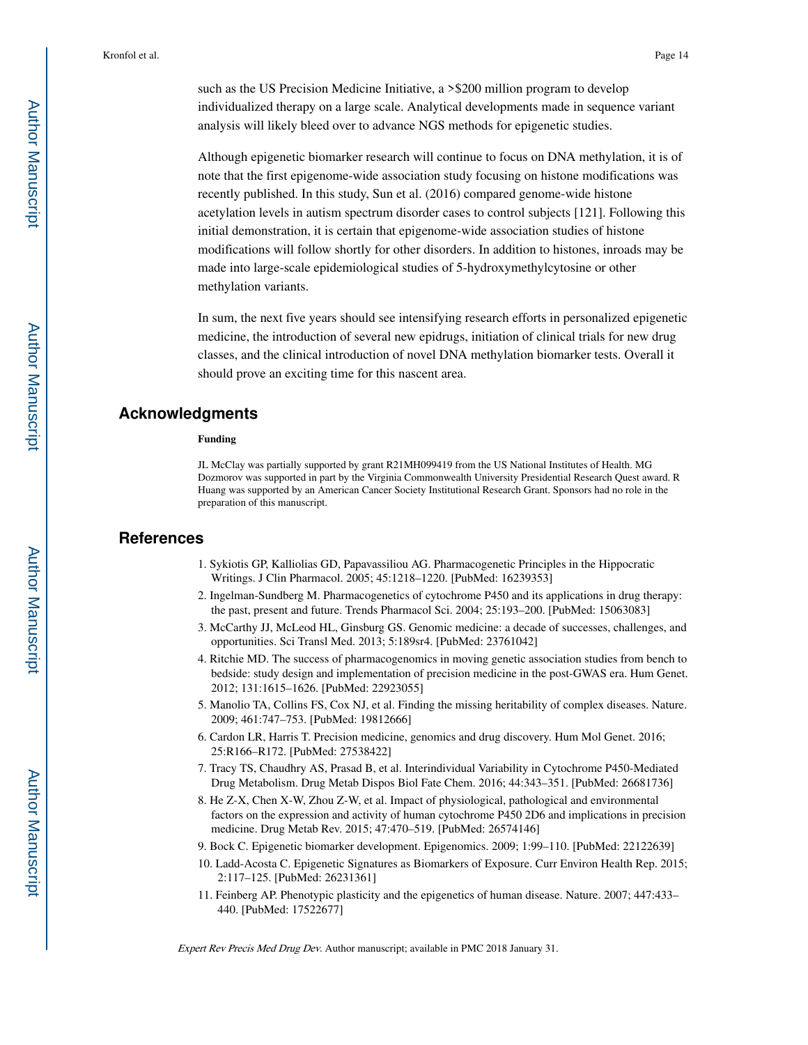such as the US Precision Medicine Initiative, a >$200 million program to develop individualized therapy on a large scale. Analytical developments made in sequence variant analysis will likely bleed over to advance NGS methods for epigenetic studies.

Although epigenetic biomarker research will continue to focus on DNA methylation, it is of note that the first epigenome-wide association study focusing on histone modifications was recently published. In this study, Sun et al. (2016) compared genome-wide histone acetylation levels in autism spectrum disorder cases to control subjects [121]. Following this initial demonstration, it is certain that epigenome-wide association studies of histone modifications will follow shortly for other disorders. In addition to histones, inroads may be made into large-scale epidemiological studies of 5-hydroxymethylcytosine or other methylation variants.

In sum, the next five years should see intensifying research efforts in personalized epigenetic medicine, the introduction of several new epidrugs, initiation of clinical trials for new drug classes, and the clinical introduction of novel DNA methylation biomarker tests. Overall it should prove an exciting time for this nascent area.

## Acknowledgments

### Funding

JL McClay was partially supported by grant R21MH099419 from the US National Institutes of Health. MG Dozmorov was supported in part by the Virginia Commonwealth University Presidential Research Quest award. R Huang was supported by an American Cancer Society Institutional Research Grant. Sponsors had no role in the preparation of this manuscript.

## References

1. Sykiotis GP, Kalliolias GD, Papavassiliou AG. Pharmacogenetic Principles in the Hippocratic Writings. J Clin Pharmacol. 2005; 45:1218–1220. [PubMed: 16239353]
2. Ingelman-Sundberg M. Pharmacogenetics of cytochrome P450 and its applications in drug therapy: the past, present and future. Trends Pharmacol Sci. 2004; 25:193–200. [PubMed: 15063083]
3. McCarthy JJ, McLeod HL, Ginsburg GS. Genomic medicine: a decade of successes, challenges, and opportunities. Sci Transl Med. 2013; 5:189sr4. [PubMed: 23761042]
4. Ritchie MD. The success of pharmacogenomics in moving genetic association studies from bench to bedside: study design and implementation of precision medicine in the post-GWAS era. Hum Genet. 2012; 131:1615–1626. [PubMed: 22923055]
5. Manolio TA, Collins FS, Cox NJ, et al. Finding the missing heritability of complex diseases. Nature. 2009; 461:747–753. [PubMed: 19812666]
6. Cardon LR, Harris T. Precision medicine, genomics and drug discovery. Hum Mol Genet. 2016; 25:R166–R172. [PubMed: 27538422]
7. Tracy TS, Chaudhry AS, Prasad B, et al. Interindividual Variability in Cytochrome P450-Mediated Drug Metabolism. Drug Metab Dispos Biol Fate Chem. 2016; 44:343–351. [PubMed: 26681736]
8. He Z-X, Chen X-W, Zhou Z-W, et al. Impact of physiological, pathological and environmental factors on the expression and activity of human cytochrome P450 2D6 and implications in precision medicine. Drug Metab Rev. 2015; 47:470–519. [PubMed: 26574146]
9. Bock C. Epigenetic biomarker development. Epigenomics. 2009; 1:99–110. [PubMed: 22122639]
10. Ladd-Acosta C. Epigenetic Signatures as Biomarkers of Exposure. Curr Environ Health Rep. 2015; 2:117–125. [PubMed: 26231361]
11. Feinberg AP. Phenotypic plasticity and the epigenetics of human disease. Nature. 2007; 447:433–440. [PubMed: 17522677]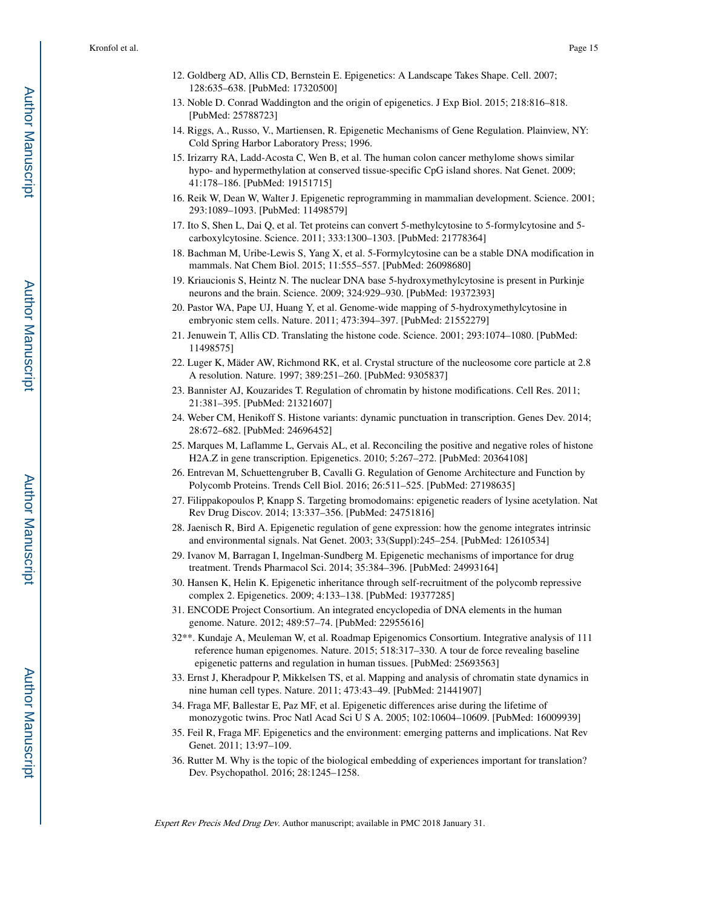12. Goldberg AD, Allis CD, Bernstein E. Epigenetics: A Landscape Takes Shape. Cell. 2007; 128:635–638. [PubMed: 17320500]
13. Noble D. Conrad Waddington and the origin of epigenetics. J Exp Biol. 2015; 218:816–818. [PubMed: 25788723]
14. Riggs, A., Russo, V., Martiensen, R. Epigenetic Mechanisms of Gene Regulation. Plainview, NY: Cold Spring Harbor Laboratory Press; 1996.
15. Irizarry RA, Ladd-Acosta C, Wen B, et al. The human colon cancer methylome shows similar hypo- and hypermethylation at conserved tissue-specific CpG island shores. Nat Genet. 2009; 41:178–186. [PubMed: 19151715]
16. Reik W, Dean W, Walter J. Epigenetic reprogramming in mammalian development. Science. 2001; 293:1089–1093. [PubMed: 11498579]
17. Ito S, Shen L, Dai Q, et al. Tet proteins can convert 5-methylcytosine to 5-formylcytosine and 5-carboxylcytosine. Science. 2011; 333:1300–1303. [PubMed: 21778364]
18. Bachman M, Uribe-Lewis S, Yang X, et al. 5-Formylcytosine can be a stable DNA modification in mammals. Nat Chem Biol. 2015; 11:555–557. [PubMed: 26098680]
19. Kriaucionis S, Heintz N. The nuclear DNA base 5-hydroxymethylcytosine is present in Purkinje neurons and the brain. Science. 2009; 324:929–930. [PubMed: 19372393]
20. Pastor WA, Pape UJ, Huang Y, et al. Genome-wide mapping of 5-hydroxymethylcytosine in embryonic stem cells. Nature. 2011; 473:394–397. [PubMed: 21552279]
21. Jenuwein T, Allis CD. Translating the histone code. Science. 2001; 293:1074–1080. [PubMed: 11498575]
22. Luger K, Mäder AW, Richmond RK, et al. Crystal structure of the nucleosome core particle at 2.8 A resolution. Nature. 1997; 389:251–260. [PubMed: 9305837]
23. Bannister AJ, Kouzarides T. Regulation of chromatin by histone modifications. Cell Res. 2011; 21:381–395. [PubMed: 21321607]
24. Weber CM, Henikoff S. Histone variants: dynamic punctuation in transcription. Genes Dev. 2014; 28:672–682. [PubMed: 24696452]
25. Marques M, Laflamme L, Gervais AL, et al. Reconciling the positive and negative roles of histone H2A.Z in gene transcription. Epigenetics. 2010; 5:267–272. [PubMed: 20364108]
26. Entrevan M, Schuettengruber B, Cavalli G. Regulation of Genome Architecture and Function by Polycomb Proteins. Trends Cell Biol. 2016; 26:511–525. [PubMed: 27198635]
27. Filippakopoulos P, Knapp S. Targeting bromodomains: epigenetic readers of lysine acetylation. Nat Rev Drug Discov. 2014; 13:337–356. [PubMed: 24751816]
28. Jaenisch R, Bird A. Epigenetic regulation of gene expression: how the genome integrates intrinsic and environmental signals. Nat Genet. 2003; 33(Suppl):245–254. [PubMed: 12610534]
29. Ivanov M, Barragan I, Ingelman-Sundberg M. Epigenetic mechanisms of importance for drug treatment. Trends Pharmacol Sci. 2014; 35:384–396. [PubMed: 24993164]
30. Hansen K, Helin K. Epigenetic inheritance through self-recruitment of the polycomb repressive complex 2. Epigenetics. 2009; 4:133–138. [PubMed: 19377285]
31. ENCODE Project Consortium. An integrated encyclopedia of DNA elements in the human genome. Nature. 2012; 489:57–74. [PubMed: 22955616]

32**. Kundaje A, Meuleman W, et al. Roadmap Epigenomics Consortium. Integrative analysis of 111 reference human epigenomes. Nature. 2015; 518:317–330. A tour de force revealing baseline epigenetic patterns and regulation in human tissues. [PubMed: 25693563]

33. Ernst J, Kheradpour P, Mikkelsen TS, et al. Mapping and analysis of chromatin state dynamics in nine human cell types. Nature. 2011; 473:43–49. [PubMed: 21441907]
34. Fraga MF, Ballestar E, Paz MF, et al. Epigenetic differences arise during the lifetime of monozygotic twins. Proc Natl Acad Sci U S A. 2005; 102:10604–10609. [PubMed: 16009939]
35. Feil R, Fraga MF. Epigenetics and the environment: emerging patterns and implications. Nat Rev Genet. 2011; 13:97–109.
36. Rutter M. Why is the topic of the biological embedding of experiences important for translation? Dev. Psychopathol. 2016; 28:1245–1258.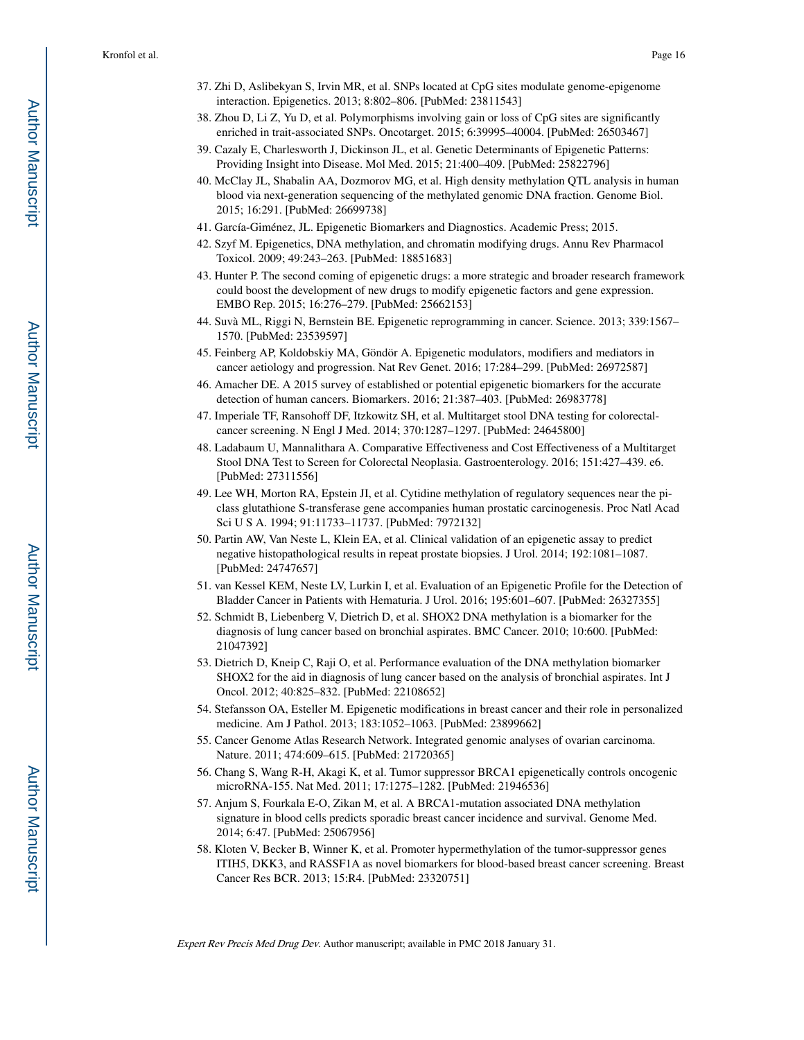37. Zhi D, Aslibekyan S, Irvin MR, et al. SNPs located at CpG sites modulate genome-epigenome interaction. Epigenetics. 2013; 8:802–806. [PubMed: 23811543]
38. Zhou D, Li Z, Yu D, et al. Polymorphisms involving gain or loss of CpG sites are significantly enriched in trait-associated SNPs. Oncotarget. 2015; 6:39995–40004. [PubMed: 26503467]
39. Cazaly E, Charlesworth J, Dickinson JL, et al. Genetic Determinants of Epigenetic Patterns: Providing Insight into Disease. Mol Med. 2015; 21:400–409. [PubMed: 25822796]
40. McClay JL, Shabalin AA, Dozmorov MG, et al. High density methylation QTL analysis in human blood via next-generation sequencing of the methylated genomic DNA fraction. Genome Biol. 2015; 16:291. [PubMed: 26699738]
41. García-Giménez, JL. Epigenetic Biomarkers and Diagnostics. Academic Press; 2015.
42. Szyf M. Epigenetics, DNA methylation, and chromatin modifying drugs. Annu Rev Pharmacol Toxicol. 2009; 49:243–263. [PubMed: 18851683]
43. Hunter P. The second coming of epigenetic drugs: a more strategic and broader research framework could boost the development of new drugs to modify epigenetic factors and gene expression. EMBO Rep. 2015; 16:276–279. [PubMed: 25662153]
44. Suvà ML, Riggi N, Bernstein BE. Epigenetic reprogramming in cancer. Science. 2013; 339:1567–1570. [PubMed: 23539597]
45. Feinberg AP, Koldobskiy MA, Göndör A. Epigenetic modulators, modifiers and mediators in cancer aetiology and progression. Nat Rev Genet. 2016; 17:284–299. [PubMed: 26972587]
46. Amacher DE. A 2015 survey of established or potential epigenetic biomarkers for the accurate detection of human cancers. Biomarkers. 2016; 21:387–403. [PubMed: 26983778]
47. Imperiale TF, Ransohoff DF, Itzkowitz SH, et al. Multitarget stool DNA testing for colorectal-cancer screening. N Engl J Med. 2014; 370:1287–1297. [PubMed: 24645800]
48. Ladabaum U, Mannalithara A. Comparative Effectiveness and Cost Effectiveness of a Multitarget Stool DNA Test to Screen for Colorectal Neoplasia. Gastroenterology. 2016; 151:427–439. e6. [PubMed: 27311556]
49. Lee WH, Morton RA, Epstein JI, et al. Cytidine methylation of regulatory sequences near the pi-class glutathione S-transferase gene accompanies human prostatic carcinogenesis. Proc Natl Acad Sci U S A. 1994; 91:11733–11737. [PubMed: 7972132]
50. Partin AW, Van Neste L, Klein EA, et al. Clinical validation of an epigenetic assay to predict negative histopathological results in repeat prostate biopsies. J Urol. 2014; 192:1081–1087. [PubMed: 24747657]
51. van Kessel KEM, Neste LV, Lurkin I, et al. Evaluation of an Epigenetic Profile for the Detection of Bladder Cancer in Patients with Hematuria. J Urol. 2016; 195:601–607. [PubMed: 26327355]
52. Schmidt B, Liebenberg V, Dietrich D, et al. SHOX2 DNA methylation is a biomarker for the diagnosis of lung cancer based on bronchial aspirates. BMC Cancer. 2010; 10:600. [PubMed: 21047392]
53. Dietrich D, Kneip C, Raji O, et al. Performance evaluation of the DNA methylation biomarker SHOX2 for the aid in diagnosis of lung cancer based on the analysis of bronchial aspirates. Int J Oncol. 2012; 40:825–832. [PubMed: 22108652]
54. Stefansson OA, Esteller M. Epigenetic modifications in breast cancer and their role in personalized medicine. Am J Pathol. 2013; 183:1052–1063. [PubMed: 23899662]
55. Cancer Genome Atlas Research Network. Integrated genomic analyses of ovarian carcinoma. Nature. 2011; 474:609–615. [PubMed: 21720365]
56. Chang S, Wang R-H, Akagi K, et al. Tumor suppressor BRCA1 epigenetically controls oncogenic microRNA-155. Nat Med. 2011; 17:1275–1282. [PubMed: 21946536]
57. Anjum S, Fourkala E-O, Zikan M, et al. A BRCA1-mutation associated DNA methylation signature in blood cells predicts sporadic breast cancer incidence and survival. Genome Med. 2014; 6:47. [PubMed: 25067956]
58. Kloten V, Becker B, Winner K, et al. Promoter hypermethylation of the tumor-suppressor genes ITIH5, DKK3, and RASSF1A as novel biomarkers for blood-based breast cancer screening. Breast Cancer Res BCR. 2013; 15:R4. [PubMed: 23320751]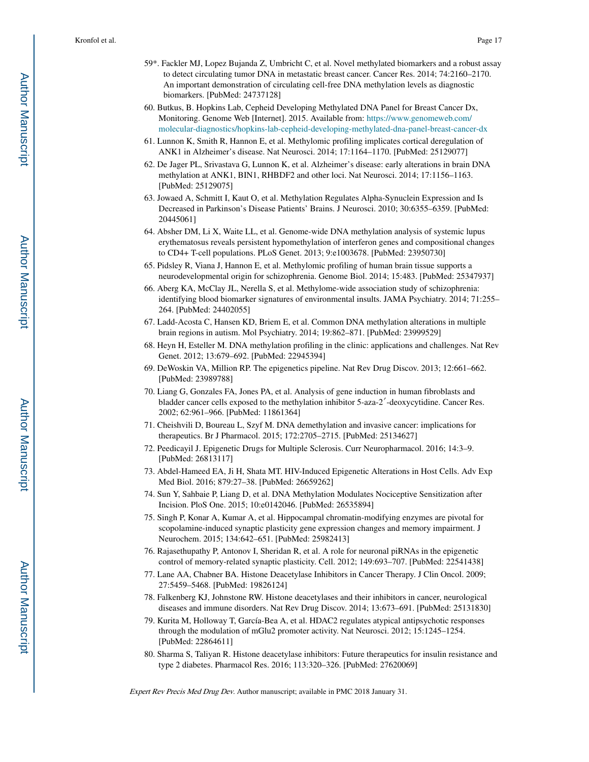59*. Fackler MJ, Lopez Bujanda Z, Umbricht C, et al. Novel methylated biomarkers and a robust assay to detect circulating tumor DNA in metastatic breast cancer. Cancer Res. 2014; 74:2160–2170. An important demonstration of circulating cell-free DNA methylation levels as diagnostic biomarkers. [PubMed: 24737128]

60. Butkus, B. Hopkins Lab, Cepheid Developing Methylated DNA Panel for Breast Cancer Dx, Monitoring. Genome Web [Internet]. 2015. Available from: https://www.genomeweb.com/molecular-diagnostics/hopkins-lab-cepheid-developing-methylated-dna-panel-breast-cancer-dx

61. Lunnon K, Smith R, Hannon E, et al. Methylomic profiling implicates cortical deregulation of ANK1 in Alzheimer's disease. Nat Neurosci. 2014; 17:1164–1170. [PubMed: 25129077]

62. De Jager PL, Srivastava G, Lunnon K, et al. Alzheimer's disease: early alterations in brain DNA methylation at ANK1, BIN1, RHBDF2 and other loci. Nat Neurosci. 2014; 17:1156–1163. [PubMed: 25129075]

63. Jowaed A, Schmitt I, Kaut O, et al. Methylation Regulates Alpha-Synuclein Expression and Is Decreased in Parkinson's Disease Patients' Brains. J Neurosci. 2010; 30:6355–6359. [PubMed: 20445061]

64. Absher DM, Li X, Waite LL, et al. Genome-wide DNA methylation analysis of systemic lupus erythematosus reveals persistent hypomethylation of interferon genes and compositional changes to CD4+ T-cell populations. PLoS Genet. 2013; 9:e1003678. [PubMed: 23950730]

65. Pidsley R, Viana J, Hannon E, et al. Methylomic profiling of human brain tissue supports a neurodevelopmental origin for schizophrenia. Genome Biol. 2014; 15:483. [PubMed: 25347937]

66. Aberg KA, McClay JL, Nerella S, et al. Methylome-wide association study of schizophrenia: identifying blood biomarker signatures of environmental insults. JAMA Psychiatry. 2014; 71:255–264. [PubMed: 24402055]

67. Ladd-Acosta C, Hansen KD, Briem E, et al. Common DNA methylation alterations in multiple brain regions in autism. Mol Psychiatry. 2014; 19:862–871. [PubMed: 23999529]

68. Heyn H, Esteller M. DNA methylation profiling in the clinic: applications and challenges. Nat Rev Genet. 2012; 13:679–692. [PubMed: 22945394]

69. DeWoskin VA, Million RP. The epigenetics pipeline. Nat Rev Drug Discov. 2013; 12:661–662. [PubMed: 23989788]

70. Liang G, Gonzales FA, Jones PA, et al. Analysis of gene induction in human fibroblasts and bladder cancer cells exposed to the methylation inhibitor 5-aza-2′-deoxycytidine. Cancer Res. 2002; 62:961–966. [PubMed: 11861364]

71. Cheishvili D, Boureau L, Szyf M. DNA demethylation and invasive cancer: implications for therapeutics. Br J Pharmacol. 2015; 172:2705–2715. [PubMed: 25134627]

72. Peedicayil J. Epigenetic Drugs for Multiple Sclerosis. Curr Neuropharmacol. 2016; 14:3–9. [PubMed: 26813117]

73. Abdel-Hameed EA, Ji H, Shata MT. HIV-Induced Epigenetic Alterations in Host Cells. Adv Exp Med Biol. 2016; 879:27–38. [PubMed: 26659262]

74. Sun Y, Sahbaie P, Liang D, et al. DNA Methylation Modulates Nociceptive Sensitization after Incision. PloS One. 2015; 10:e0142046. [PubMed: 26535894]

75. Singh P, Konar A, Kumar A, et al. Hippocampal chromatin-modifying enzymes are pivotal for scopolamine-induced synaptic plasticity gene expression changes and memory impairment. J Neurochem. 2015; 134:642–651. [PubMed: 25982413]

76. Rajasethupathy P, Antonov I, Sheridan R, et al. A role for neuronal piRNAs in the epigenetic control of memory-related synaptic plasticity. Cell. 2012; 149:693–707. [PubMed: 22541438]

77. Lane AA, Chabner BA. Histone Deacetylase Inhibitors in Cancer Therapy. J Clin Oncol. 2009; 27:5459–5468. [PubMed: 19826124]

78. Falkenberg KJ, Johnstone RW. Histone deacetylases and their inhibitors in cancer, neurological diseases and immune disorders. Nat Rev Drug Discov. 2014; 13:673–691. [PubMed: 25131830]

79. Kurita M, Holloway T, García-Bea A, et al. HDAC2 regulates atypical antipsychotic responses through the modulation of mGlu2 promoter activity. Nat Neurosci. 2012; 15:1245–1254. [PubMed: 22864611]

80. Sharma S, Taliyan R. Histone deacetylase inhibitors: Future therapeutics for insulin resistance and type 2 diabetes. Pharmacol Res. 2016; 113:320–326. [PubMed: 27620069]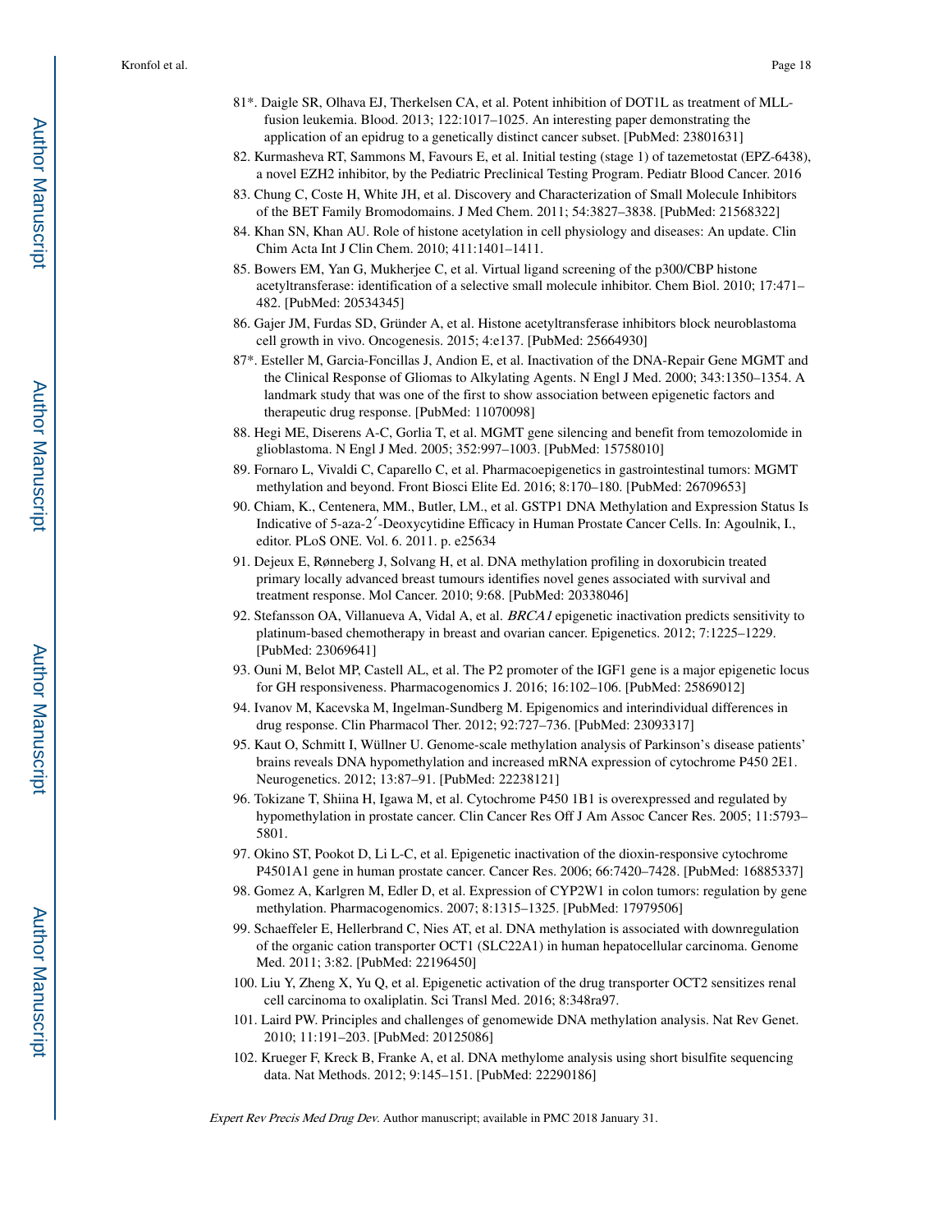81*. Daigle SR, Olhava EJ, Therkelsen CA, et al. Potent inhibition of DOT1L as treatment of MLL-fusion leukemia. Blood. 2013; 122:1017–1025. An interesting paper demonstrating the application of an epidrug to a genetically distinct cancer subset. [PubMed: 23801631]

82. Kurmasheva RT, Sammons M, Favours E, et al. Initial testing (stage 1) of tazemetostat (EPZ-6438), a novel EZH2 inhibitor, by the Pediatric Preclinical Testing Program. Pediatr Blood Cancer. 2016

83. Chung C, Coste H, White JH, et al. Discovery and Characterization of Small Molecule Inhibitors of the BET Family Bromodomains. J Med Chem. 2011; 54:3827–3838. [PubMed: 21568322]

84. Khan SN, Khan AU. Role of histone acetylation in cell physiology and diseases: An update. Clin Chim Acta Int J Clin Chem. 2010; 411:1401–1411.

85. Bowers EM, Yan G, Mukherjee C, et al. Virtual ligand screening of the p300/CBP histone acetyltransferase: identification of a selective small molecule inhibitor. Chem Biol. 2010; 17:471–482. [PubMed: 20534345]

86. Gajer JM, Furdas SD, Gründer A, et al. Histone acetyltransferase inhibitors block neuroblastoma cell growth in vivo. Oncogenesis. 2015; 4:e137. [PubMed: 25664930]

87*. Esteller M, Garcia-Foncillas J, Andion E, et al. Inactivation of the DNA-Repair Gene MGMT and the Clinical Response of Gliomas to Alkylating Agents. N Engl J Med. 2000; 343:1350–1354. A landmark study that was one of the first to show association between epigenetic factors and therapeutic drug response. [PubMed: 11070098]

88. Hegi ME, Diserens A-C, Gorlia T, et al. MGMT gene silencing and benefit from temozolomide in glioblastoma. N Engl J Med. 2005; 352:997–1003. [PubMed: 15758010]

89. Fornaro L, Vivaldi C, Caparello C, et al. Pharmacoepigenetics in gastrointestinal tumors: MGMT methylation and beyond. Front Biosci Elite Ed. 2016; 8:170–180. [PubMed: 26709653]

90. Chiam, K., Centenera, MM., Butler, LM., et al. GSTP1 DNA Methylation and Expression Status Is Indicative of 5-aza-2′-Deoxycytidine Efficacy in Human Prostate Cancer Cells. In: Agoulnik, I., editor. PLoS ONE. Vol. 6. 2011. p. e25634

91. Dejeux E, Rønneberg J, Solvang H, et al. DNA methylation profiling in doxorubicin treated primary locally advanced breast tumours identifies novel genes associated with survival and treatment response. Mol Cancer. 2010; 9:68. [PubMed: 20338046]

92. Stefansson OA, Villanueva A, Vidal A, et al. *BRCA1* epigenetic inactivation predicts sensitivity to platinum-based chemotherapy in breast and ovarian cancer. Epigenetics. 2012; 7:1225–1229. [PubMed: 23069641]

93. Ouni M, Belot MP, Castell AL, et al. The P2 promoter of the IGF1 gene is a major epigenetic locus for GH responsiveness. Pharmacogenomics J. 2016; 16:102–106. [PubMed: 25869012]

94. Ivanov M, Kacevska M, Ingelman-Sundberg M. Epigenomics and interindividual differences in drug response. Clin Pharmacol Ther. 2012; 92:727–736. [PubMed: 23093317]

95. Kaut O, Schmitt I, Wüllner U. Genome-scale methylation analysis of Parkinson's disease patients' brains reveals DNA hypomethylation and increased mRNA expression of cytochrome P450 2E1. Neurogenetics. 2012; 13:87–91. [PubMed: 22238121]

96. Tokizane T, Shiina H, Igawa M, et al. Cytochrome P450 1B1 is overexpressed and regulated by hypomethylation in prostate cancer. Clin Cancer Res Off J Am Assoc Cancer Res. 2005; 11:5793–5801.

97. Okino ST, Pookot D, Li L-C, et al. Epigenetic inactivation of the dioxin-responsive cytochrome P4501A1 gene in human prostate cancer. Cancer Res. 2006; 66:7420–7428. [PubMed: 16885337]

98. Gomez A, Karlgren M, Edler D, et al. Expression of CYP2W1 in colon tumors: regulation by gene methylation. Pharmacogenomics. 2007; 8:1315–1325. [PubMed: 17979506]

99. Schaeffeler E, Hellerbrand C, Nies AT, et al. DNA methylation is associated with downregulation of the organic cation transporter OCT1 (SLC22A1) in human hepatocellular carcinoma. Genome Med. 2011; 3:82. [PubMed: 22196450]

100. Liu Y, Zheng X, Yu Q, et al. Epigenetic activation of the drug transporter OCT2 sensitizes renal cell carcinoma to oxaliplatin. Sci Transl Med. 2016; 8:348ra97.

101. Laird PW. Principles and challenges of genomewide DNA methylation analysis. Nat Rev Genet. 2010; 11:191–203. [PubMed: 20125086]

102. Krueger F, Kreck B, Franke A, et al. DNA methylome analysis using short bisulfite sequencing data. Nat Methods. 2012; 9:145–151. [PubMed: 22290186]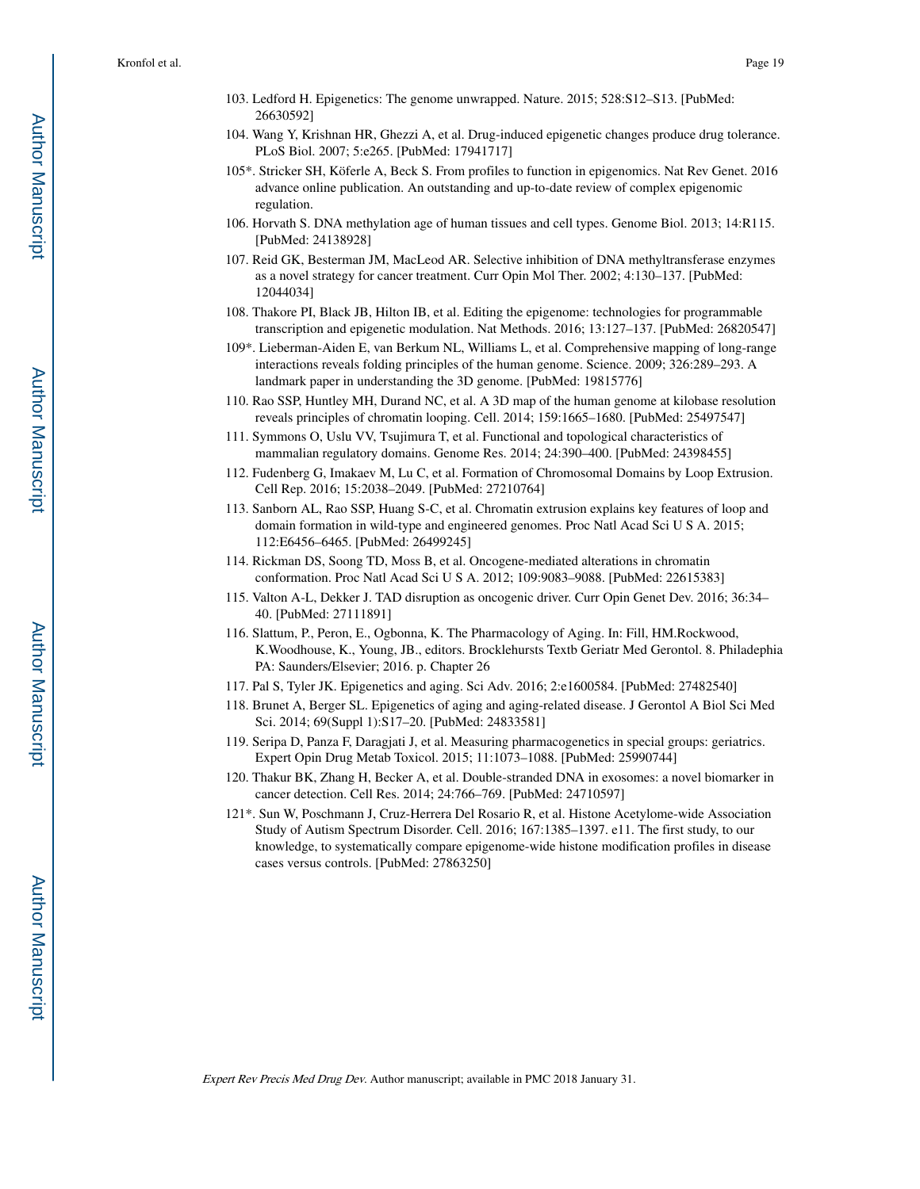103. Ledford H. Epigenetics: The genome unwrapped. Nature. 2015; 528:S12–S13. [PubMed: 26630592]

104. Wang Y, Krishnan HR, Ghezzi A, et al. Drug-induced epigenetic changes produce drug tolerance. PLoS Biol. 2007; 5:e265. [PubMed: 17941717]

105*. Stricker SH, Köferle A, Beck S. From profiles to function in epigenomics. Nat Rev Genet. 2016 advance online publication. An outstanding and up-to-date review of complex epigenomic regulation.

106. Horvath S. DNA methylation age of human tissues and cell types. Genome Biol. 2013; 14:R115. [PubMed: 24138928]

107. Reid GK, Besterman JM, MacLeod AR. Selective inhibition of DNA methyltransferase enzymes as a novel strategy for cancer treatment. Curr Opin Mol Ther. 2002; 4:130–137. [PubMed: 12044034]

108. Thakore PI, Black JB, Hilton IB, et al. Editing the epigenome: technologies for programmable transcription and epigenetic modulation. Nat Methods. 2016; 13:127–137. [PubMed: 26820547]

109*. Lieberman-Aiden E, van Berkum NL, Williams L, et al. Comprehensive mapping of long-range interactions reveals folding principles of the human genome. Science. 2009; 326:289–293. A landmark paper in understanding the 3D genome. [PubMed: 19815776]

110. Rao SSP, Huntley MH, Durand NC, et al. A 3D map of the human genome at kilobase resolution reveals principles of chromatin looping. Cell. 2014; 159:1665–1680. [PubMed: 25497547]

111. Symmons O, Uslu VV, Tsujimura T, et al. Functional and topological characteristics of mammalian regulatory domains. Genome Res. 2014; 24:390–400. [PubMed: 24398455]

112. Fudenberg G, Imakaev M, Lu C, et al. Formation of Chromosomal Domains by Loop Extrusion. Cell Rep. 2016; 15:2038–2049. [PubMed: 27210764]

113. Sanborn AL, Rao SSP, Huang S-C, et al. Chromatin extrusion explains key features of loop and domain formation in wild-type and engineered genomes. Proc Natl Acad Sci U S A. 2015; 112:E6456–6465. [PubMed: 26499245]

114. Rickman DS, Soong TD, Moss B, et al. Oncogene-mediated alterations in chromatin conformation. Proc Natl Acad Sci U S A. 2012; 109:9083–9088. [PubMed: 22615383]

115. Valton A-L, Dekker J. TAD disruption as oncogenic driver. Curr Opin Genet Dev. 2016; 36:34–40. [PubMed: 27111891]

116. Slattum, P., Peron, E., Ogbonna, K. The Pharmacology of Aging. In: Fill, HM.Rockwood, K.Woodhouse, K., Young, JB., editors. Brocklehursts Textb Geriatr Med Gerontol. 8. Philadephia PA: Saunders/Elsevier; 2016. p. Chapter 26

117. Pal S, Tyler JK. Epigenetics and aging. Sci Adv. 2016; 2:e1600584. [PubMed: 27482540]

118. Brunet A, Berger SL. Epigenetics of aging and aging-related disease. J Gerontol A Biol Sci Med Sci. 2014; 69(Suppl 1):S17–20. [PubMed: 24833581]

119. Seripa D, Panza F, Daragjati J, et al. Measuring pharmacogenetics in special groups: geriatrics. Expert Opin Drug Metab Toxicol. 2015; 11:1073–1088. [PubMed: 25990744]

120. Thakur BK, Zhang H, Becker A, et al. Double-stranded DNA in exosomes: a novel biomarker in cancer detection. Cell Res. 2014; 24:766–769. [PubMed: 24710597]

121*. Sun W, Poschmann J, Cruz-Herrera Del Rosario R, et al. Histone Acetylome-wide Association Study of Autism Spectrum Disorder. Cell. 2016; 167:1385–1397. e11. The first study, to our knowledge, to systematically compare epigenome-wide histone modification profiles in disease cases versus controls. [PubMed: 27863250]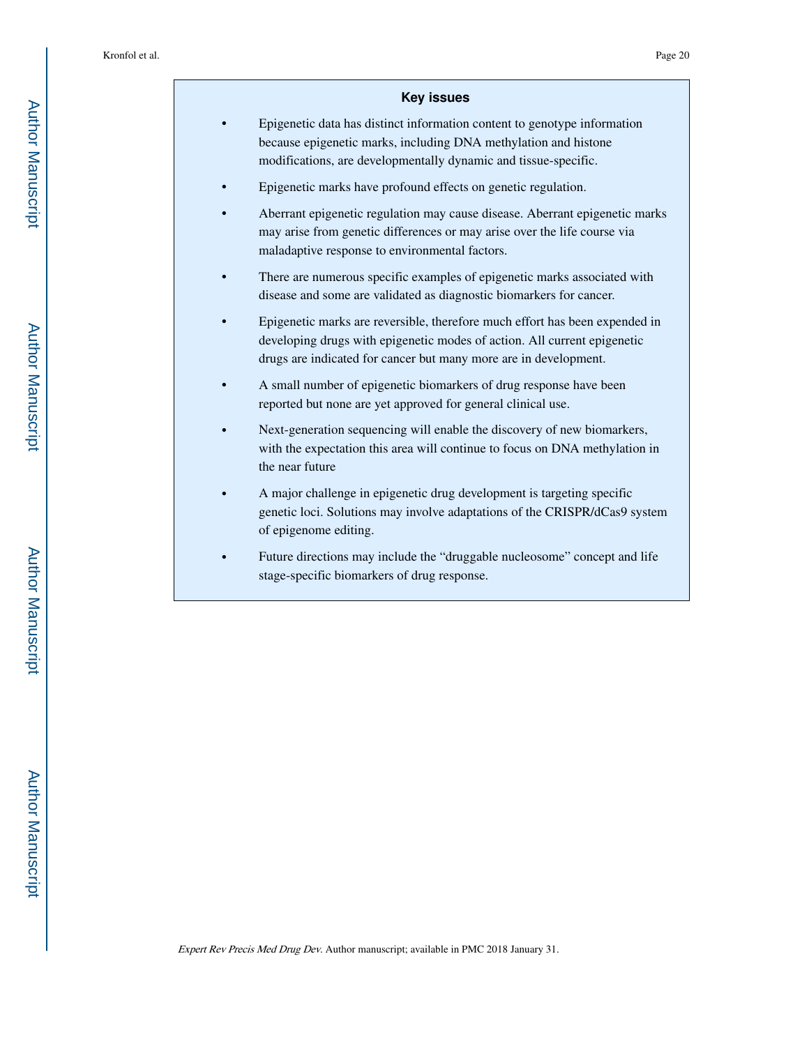## Key issues

- Epigenetic data has distinct information content to genotype information because epigenetic marks, including DNA methylation and histone modifications, are developmentally dynamic and tissue-specific.
- Epigenetic marks have profound effects on genetic regulation.
- Aberrant epigenetic regulation may cause disease. Aberrant epigenetic marks may arise from genetic differences or may arise over the life course via maladaptive response to environmental factors.
- There are numerous specific examples of epigenetic marks associated with disease and some are validated as diagnostic biomarkers for cancer.
- Epigenetic marks are reversible, therefore much effort has been expended in developing drugs with epigenetic modes of action. All current epigenetic drugs are indicated for cancer but many more are in development.
- A small number of epigenetic biomarkers of drug response have been reported but none are yet approved for general clinical use.
- Next-generation sequencing will enable the discovery of new biomarkers, with the expectation this area will continue to focus on DNA methylation in the near future
- A major challenge in epigenetic drug development is targeting specific genetic loci. Solutions may involve adaptations of the CRISPR/dCas9 system of epigenome editing.
- Future directions may include the "druggable nucleosome" concept and life stage-specific biomarkers of drug response.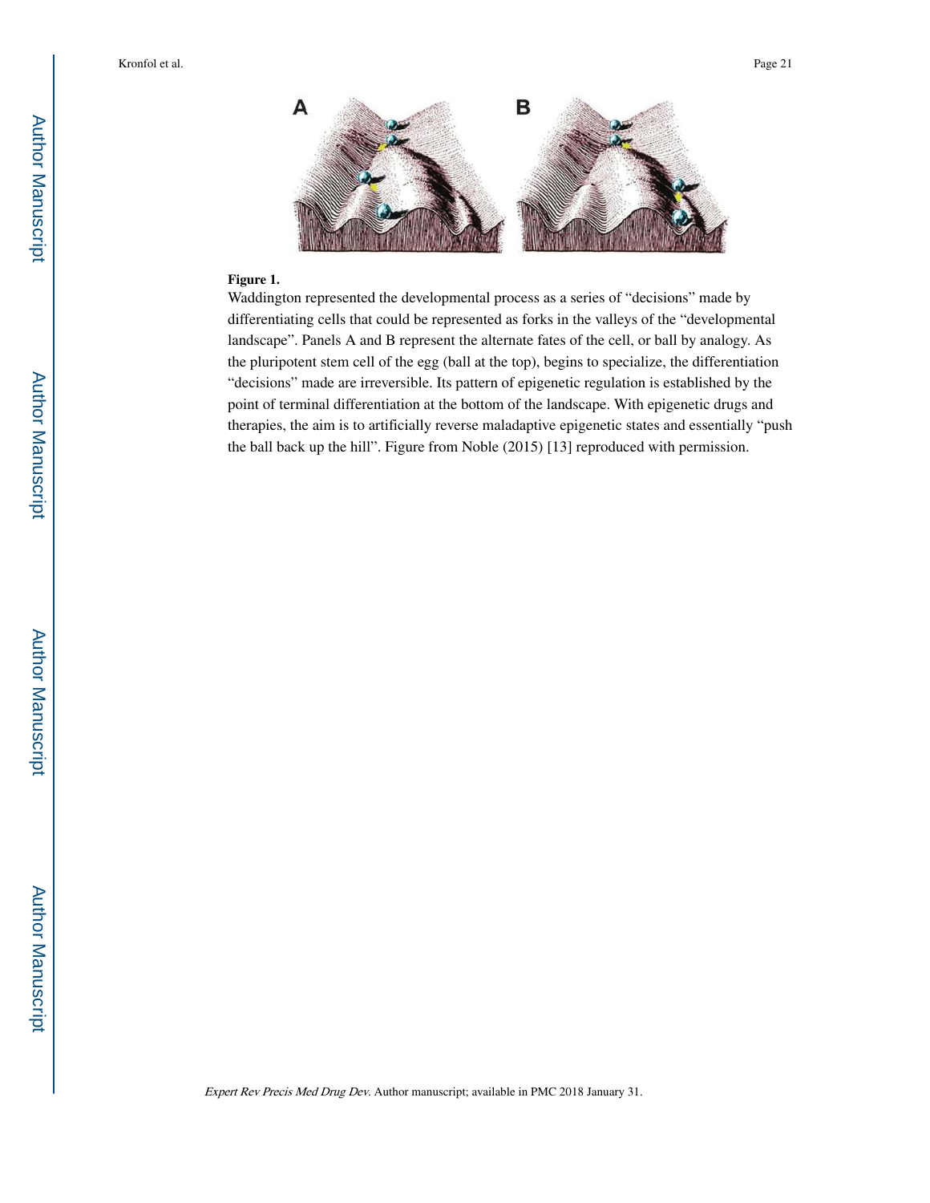**Figure 1.**

Waddington represented the developmental process as a series of "decisions" made by differentiating cells that could be represented as forks in the valleys of the "developmental landscape". Panels A and B represent the alternate fates of the cell, or ball by analogy. As the pluripotent stem cell of the egg (ball at the top), begins to specialize, the differentiation "decisions" made are irreversible. Its pattern of epigenetic regulation is established by the point of terminal differentiation at the bottom of the landscape. With epigenetic drugs and therapies, the aim is to artificially reverse maladaptive epigenetic states and essentially "push the ball back up the hill". Figure from Noble (2015) [13] reproduced with permission.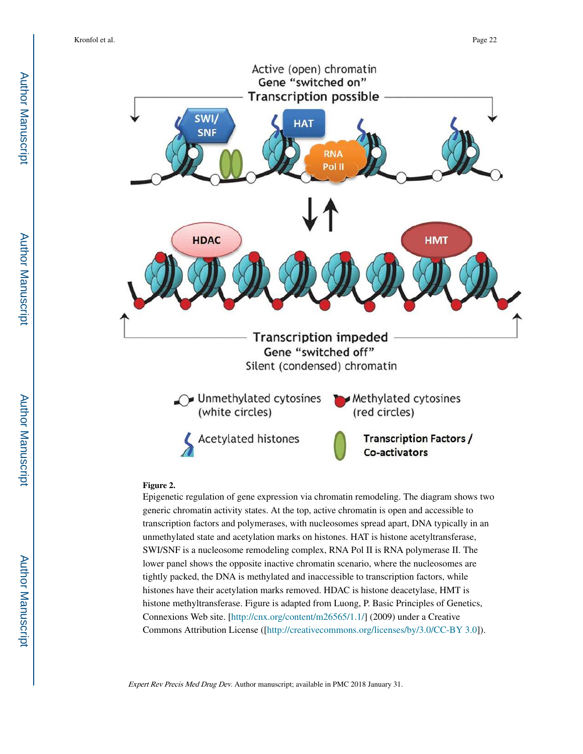**Figure 2.**

Epigenetic regulation of gene expression via chromatin remodeling. The diagram shows two generic chromatin activity states. At the top, active chromatin is open and accessible to transcription factors and polymerases, with nucleosomes spread apart, DNA typically in an unmethylated state and acetylation marks on histones. HAT is histone acetyltransferase, SWI/SNF is a nucleosome remodeling complex, RNA Pol II is RNA polymerase II. The lower panel shows the opposite inactive chromatin scenario, where the nucleosomes are tightly packed, the DNA is methylated and inaccessible to transcription factors, while histones have their acetylation marks removed. HDAC is histone deacetylase, HMT is histone methyltransferase. Figure is adapted from Luong, P. Basic Principles of Genetics, Connexions Web site. [http://cnx.org/content/m26565/1.1/] (2009) under a Creative Commons Attribution License ([http://creativecommons.org/licenses/by/3.0/CC-BY 3.0]).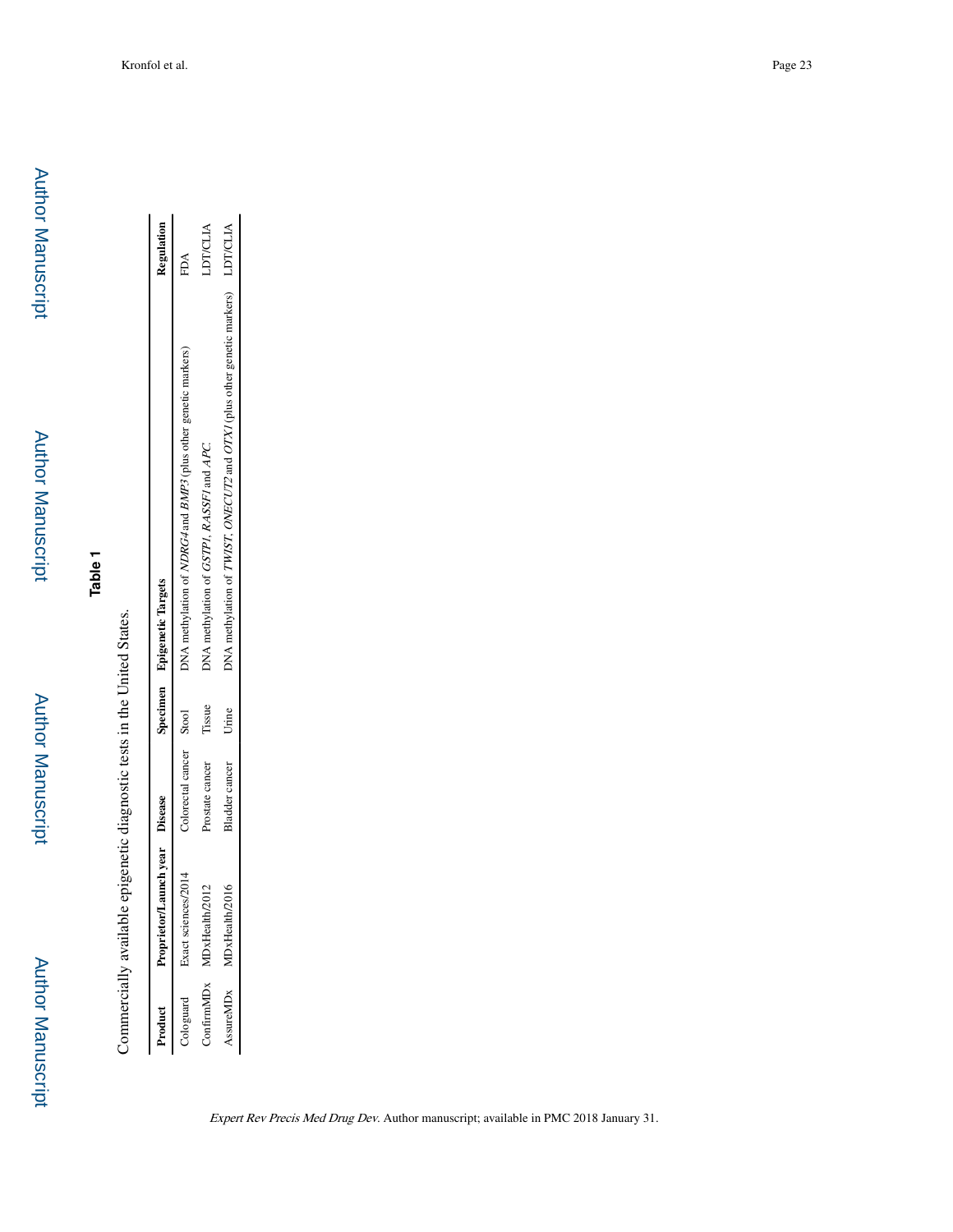**Table 1**

Commercially available epigenetic diagnostic tests in the United States.

| Product | Proprietor/Launch year | Disease | Specimen | Epigenetic Targets | Regulation |
|---|---|---|---|---|---|
| Cologuard | Exact sciences/2014 | Colorectal cancer | Stool | DNA methylation of *NDRG4* and *BMP3* (plus other genetic markers) | FDA |
| ConfirmMDx | MDxHealth/2012 | Prostate cancer | Tissue | DNA methylation of *GSTP1, RASSF1* and *APC* | LDT/CLIA |
| AssureMDx | MDxHealth/2016 | Bladder cancer | Urine | DNA methylation of *TWIST, ONECUT2* and *OTX1* (plus other genetic markers) | LDT/CLIA |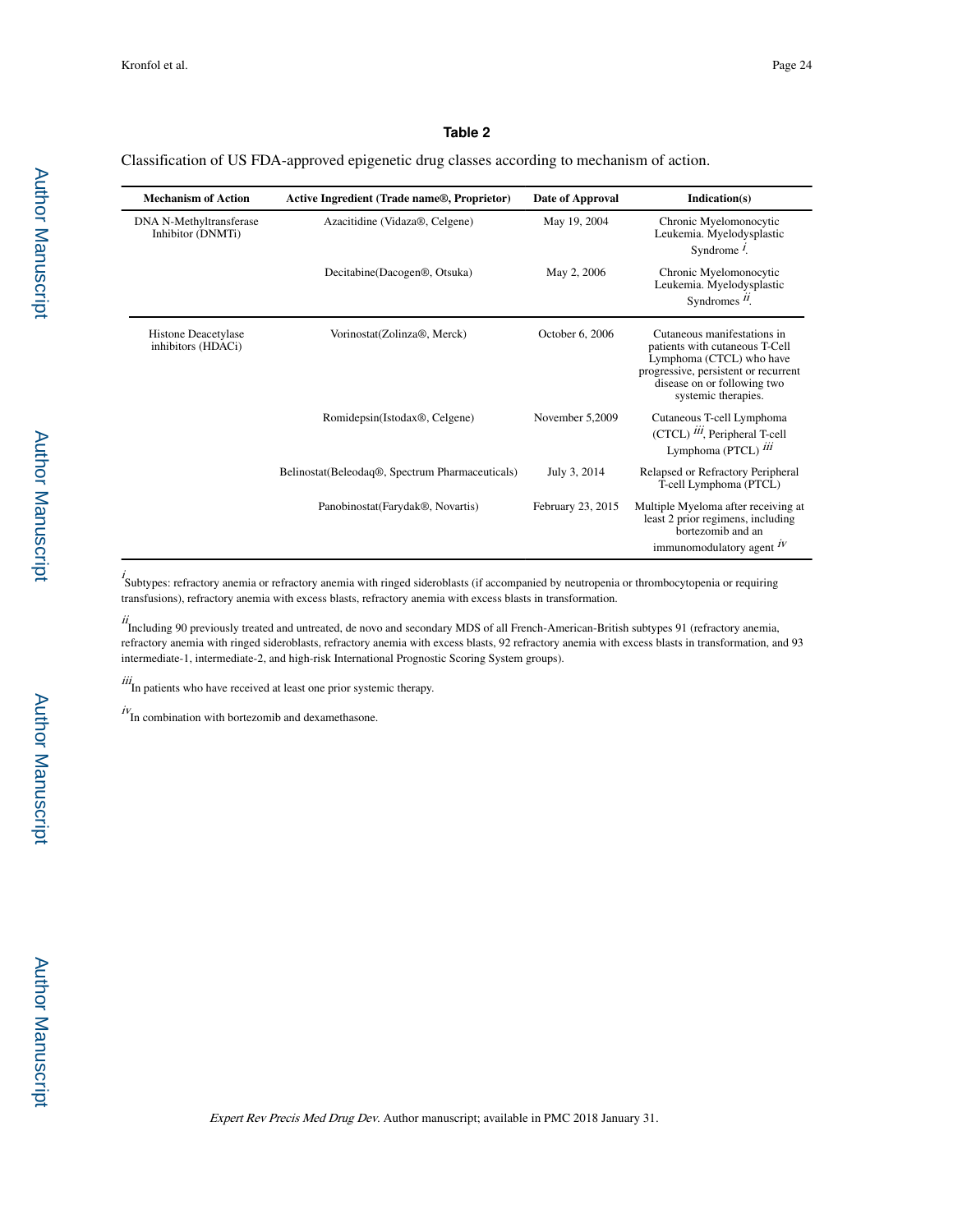## Table 2

Classification of US FDA-approved epigenetic drug classes according to mechanism of action.

| Mechanism of Action | Active Ingredient (Trade name®, Proprietor) | Date of Approval | Indication(s) |
|---|---|---|---|
| DNA N-Methyltransferase Inhibitor (DNMTi) | Azacitidine (Vidaza®, Celgene) | May 19, 2004 | Chronic Myelomonocytic Leukemia. Myelodysplastic Syndrome [i]. |
| | Decitabine(Dacogen®, Otsuka) | May 2, 2006 | Chronic Myelomonocytic Leukemia. Myelodysplastic Syndromes [ii]. |
| Histone Deacetylase inhibitors (HDACi) | Vorinostat(Zolinza®, Merck) | October 6, 2006 | Cutaneous manifestations in patients with cutaneous T-Cell Lymphoma (CTCL) who have progressive, persistent or recurrent disease on or following two systemic therapies. |
| | Romidepsin(Istodax®, Celgene) | November 5,2009 | Cutaneous T-cell Lymphoma (CTCL) [iii], Peripheral T-cell Lymphoma (PTCL) [iii] |
| | Belinostat(Beleodaq®, Spectrum Pharmaceuticals) | July 3, 2014 | Relapsed or Refractory Peripheral T-cell Lymphoma (PTCL) |
| | Panobinostat(Farydak®, Novartis) | February 23, 2015 | Multiple Myeloma after receiving at least 2 prior regimens, including bortezomib and an immunomodulatory agent [iv] |

[i] Subtypes: refractory anemia or refractory anemia with ringed sideroblasts (if accompanied by neutropenia or thrombocytopenia or requiring transfusions), refractory anemia with excess blasts, refractory anemia with excess blasts in transformation.

[ii] Including 90 previously treated and untreated, de novo and secondary MDS of all French-American-British subtypes 91 (refractory anemia, refractory anemia with ringed sideroblasts, refractory anemia with excess blasts, 92 refractory anemia with excess blasts in transformation, and 93 intermediate-1, intermediate-2, and high-risk International Prognostic Scoring System groups).

[iii] In patients who have received at least one prior systemic therapy.

[iv] In combination with bortezomib and dexamethasone.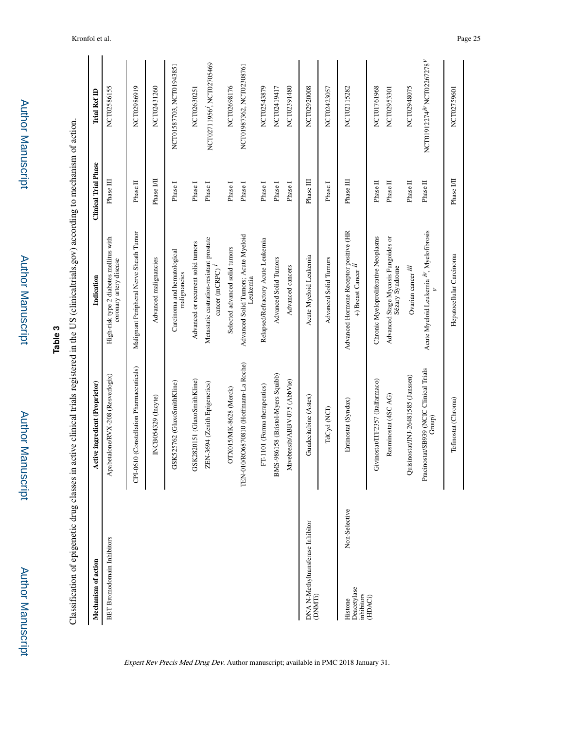## Table 3

Classification of epigenetic drug classes in active clinical trials registered in the US (clinicaltrials.gov) according to mechanism of action.

| Mechanism of action | | Active ingredient (Proprietor) | Indication | Clinical Trial Phase | Trial Ref ID |
|---|---|---|---|---|---|
| BET Bromodomain Inhibitors | | Apabetalone/RVX-208 (Resverlogix) | High-risk type 2 diabetes mellitus with coronary artery disease | Phase III | NCT02586155 |
| | | CPI-0610 (Constellation Pharmaceuticals) | Malignant Peripheral Nerve Sheath Tumor | Phase II | NCT02986919 |
| | | INCB054329 (Incyte) | Advanced malignancies | Phase I/II | NCT02431260 |
| | | GSK525762 (GlaxoSmithKline) | Carcinoma and hematological malignancies | Phase I | NCT01587703, NCT01943851 |
| | | GSK2820151 (GlaxoSmithKline) | Advanced or recurrent solid tumors | Phase I | NCT02630251 |
| | | ZEN-3694 (Zenith Epigenetics) | Metastatic castration-resistant prostate cancer (mCRPC) [i] | Phase I | NCT02711956[i], NCT02705469 |
| | | OTX015/MK-8628 (Merck) | Selected advanced solid tumors | Phase I | NCT02698176 |
| | | TEN-010/RO6870810 (Hoffmann-La Roche) | Advanced Solid Tumors; Acute Myeloid Leukemia | Phase I | NCT01987362, NCT02308761 |
| | | FT-1101 (Forma therapeutics) | Relapsed/Refractory Acute Leukemia | Phase I | NCT02543879 |
| | | BMS-986158 (Bristol-Myers Squibb) | Advanced Solid Tumors | Phase I | NCT02419417 |
| | | Mivebresib/ABBV-075 (AbbVie) | Advanced cancers | Phase I | NCT02391480 |
| DNA N-Methyltransferase Inhibitor (DNMTi) | | Guadecitabine (Astex) | Acute Myeloid Leukemia | Phase III | NCT02920008 |
| | | TdCyd (NCI) | Advanced Solid Tumors | Phase I | NCT02423057 |
| Histone Deacetylase inhibitors (HDACi) | Non-Selective | Entinostat (Syndax) | Advanced Hormone Receptor positive (HR +) Breast Cancer [ii] | Phase III | NCT02115282 |
| | | Givinostat/ITF2357 (Italfarmaco) | Chronic Myeloproliferative Neoplasms | Phase II | NCT01761968 |
| | | Resminostat (4SC AG) | Advanced Stage Mycosis Fungoides or Sézary Syndrome | Phase II | NCT02953301 |
| | | Quisinostat/JNJ-26481585 (Janssen) | Ovarian cancer [iii] | Phase II | NCT02948075 |
| | | Pracinostat/SB939 (NCIC Clinical Trials Group) | Acute Myeloid Leukemia [iv], Myelofibrosis [v] | Phase II | NCT01912274[iv] NCT02267278[v] |
| | | Tefinostat (Chroma) | Hepatocellular Carcinoma | Phase I/II | NCT02759601 |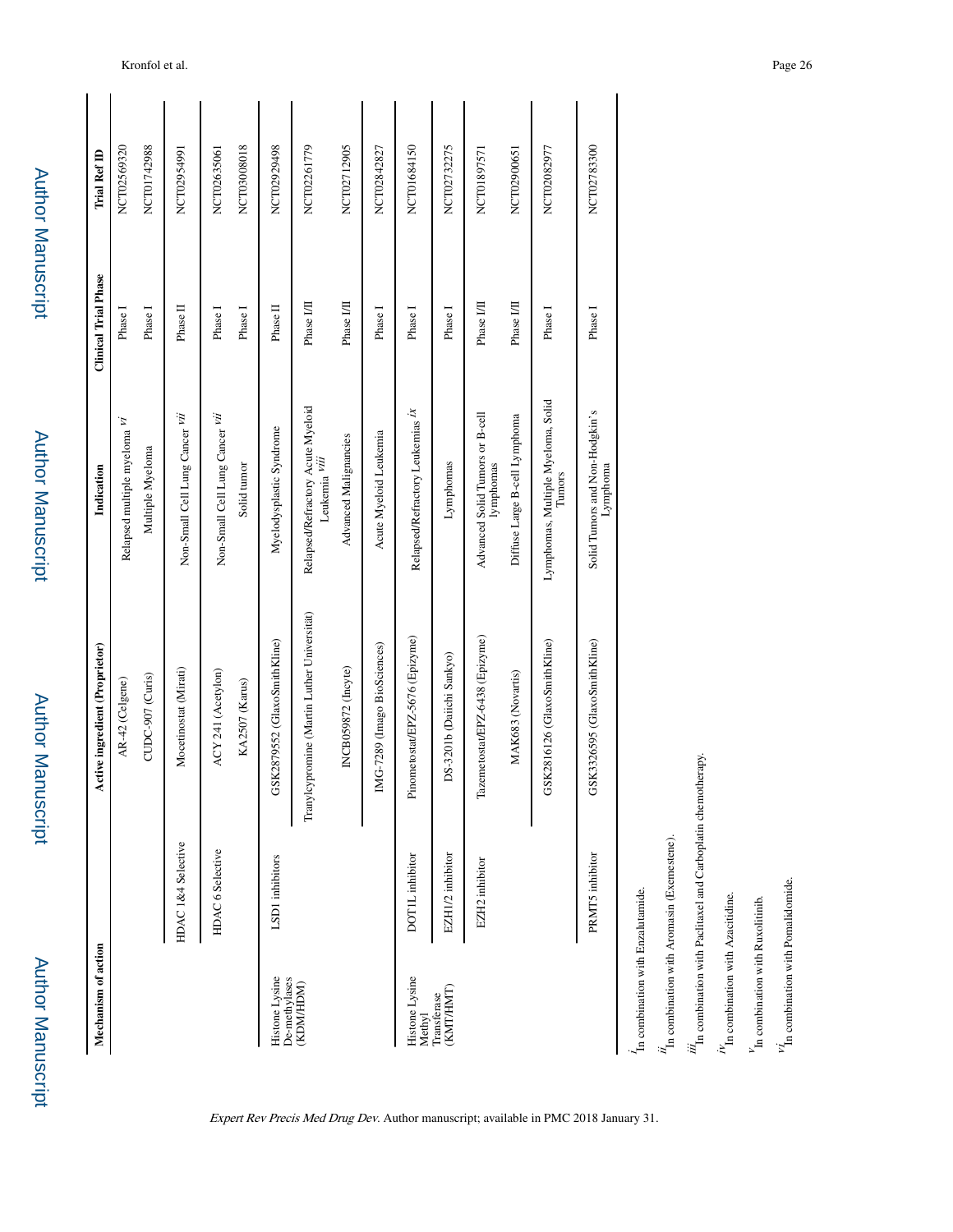| Mechanism of action | | Active ingredient (Proprietor) | Indication | Clinical Trial Phase | Trial Ref ID |
|---|---|---|---|---|---|
| | | AR-42 (Celgene) | Relapsed multiple myeloma [vi] | Phase I | NCT02569320 |
| | | CUDC-907 (Curis) | Multiple Myeloma | Phase I | NCT01742988 |
| | HDAC 1&4 Selective | Mocetinostat (Mirati) | Non-Small Cell Lung Cancer [vii] | Phase II | NCT02954991 |
| | HDAC 6 Selective | ACY 241 (Acetylon) | Non-Small Cell Lung Cancer [vii] | Phase I | NCT02635061 |
| | | KA2507 (Karus) | Solid tumor | Phase I | NCT03008018 |
| Histone Lysine De-methylases (KDM/HDM) | LSD1 inhibitors | GSK2879552 (GlaxoSmithKline) | Myelodysplastic Syndrome | Phase II | NCT02929498 |
| | | Tranylcypromine (Martin Luther Universität) | Relapsed/Refractory Acute Myeloid Leukemia [viii] | Phase I/II | NCT02261779 |
| | | INCB059872 (Incyte) | Advanced Malignancies | Phase I/II | NCT02712905 |
| | | IMG-7289 (Imago BioSciences) | Acute Myeloid Leukemia | Phase I | NCT02842827 |
| Histone Lysine Methyl Transferase (KMT/HMT) | DOT1L inhibitor | Pinometostat/EPZ-5676 (Epizyme) | Relapsed/Refractory Leukemias [ix] | Phase I | NCT01684150 |
| | EZH1/2 inhibitor | DS-3201b (Daiichi Sankyo) | Lymphomas | Phase I | NCT02732275 |
| | EZH2 inhibitor | Tazemetostat/EPZ-6438 (Epizyme) | Advanced Solid Tumors or B-cell lymphomas | Phase I/II | NCT01897571 |
| | | MAK683 (Novartis) | Diffuse Large B-cell Lymphoma | Phase I/II | NCT02900651 |
| | | GSK2816126 (GlaxoSmithKline) | Lymphomas, Multiple Myeloma, Solid Tumors | Phase I | NCT02082977 |
| | PRMT5 inhibitor | GSK3326595 (GlaxoSmithKline) | Solid Tumors and Non-Hodgkin's Lymphoma | Phase I | NCT02783300 |

[i] In combination with Enzalutamide.

[ii] In combination with Aromasin (Exemestene).

[iii] In combination with Paclitaxel and Carboplatin chemotherapy.

[iv] In combination with Azacitidine.

[v] In combination with Ruxolitinib.

[vi] In combination with Pomalidomide.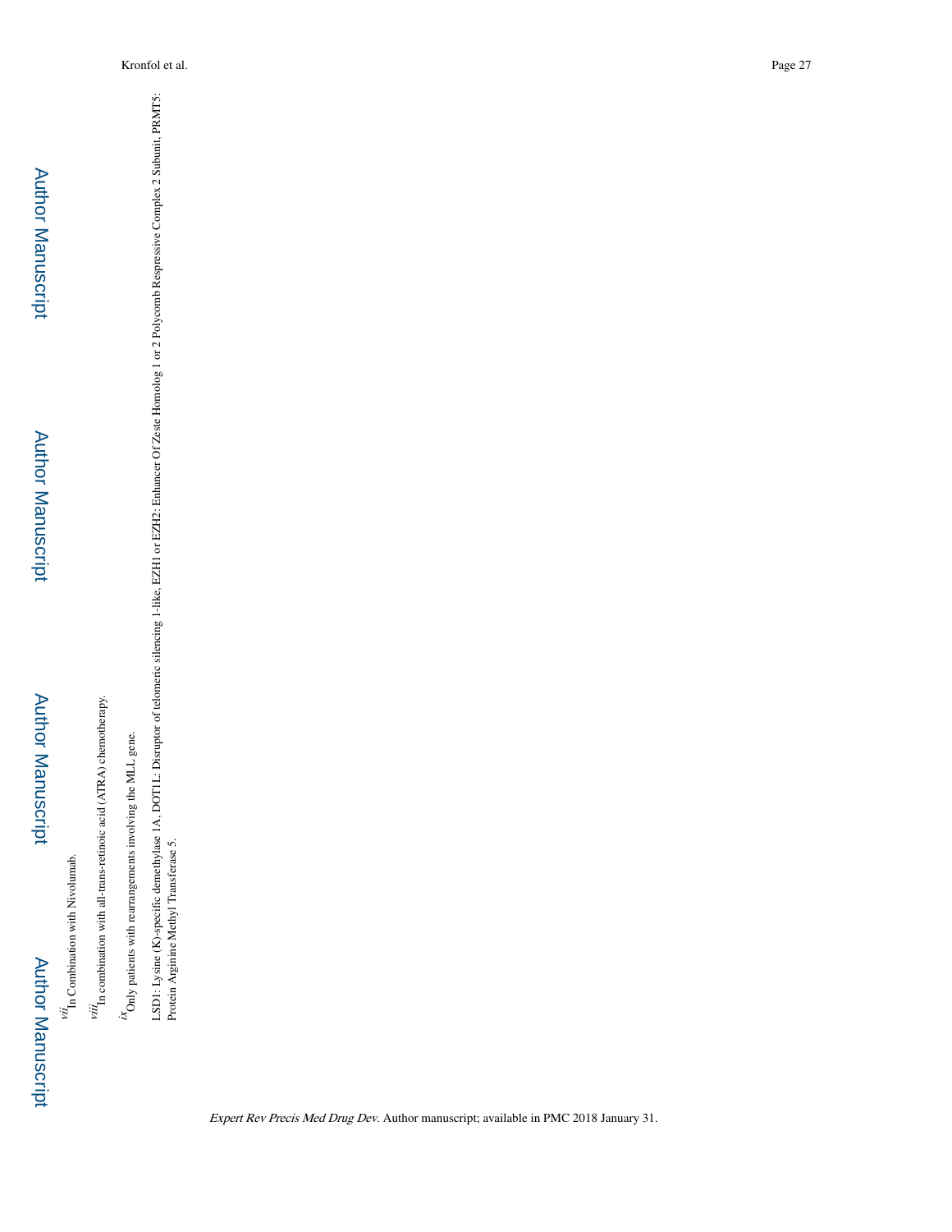[vii] In Combination with Nivolumab.

[viii] In combination with all-trans-retinoic acid (ATRA) chemotherapy.

[ix] Only patients with rearrangements involving the MLL gene.

LSD1: Lysine (K)-specific demethylase 1A, DOT1L: Disruptor of telomeric silencing 1-like, EZH1 or EZH2: Enhancer Of Zeste Homolog 1 or 2 Polycomb Respressive Complex 2 Subunit, PRMT5: Protein Arginine Methyl Transferase 5.